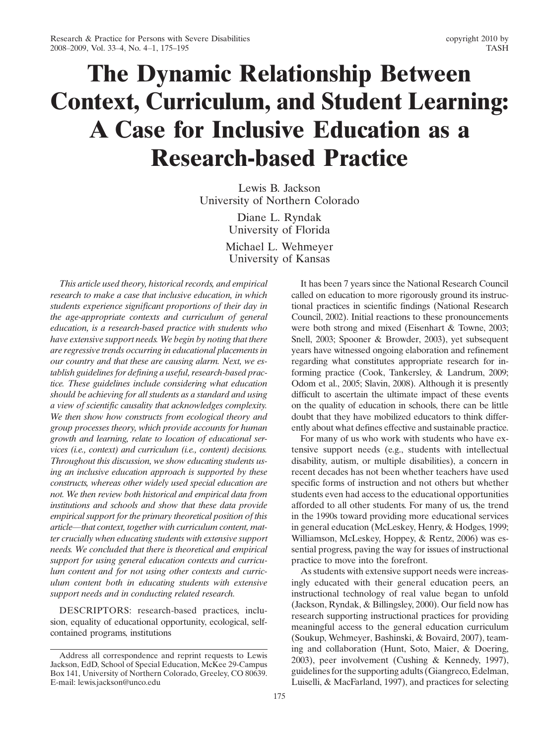# The Dynamic Relationship Between Context, Curriculum, and Student Learning: A Case for Inclusive Education as a Research-based Practice

Lewis B. Jackson
University of Northern Colorado

Diane L. Ryndak
University of Florida

Michael L. Wehmeyer
University of Kansas

*This article used theory, historical records, and empirical research to make a case that inclusive education, in which students experience significant proportions of their day in the age-appropriate contexts and curriculum of general education, is a research-based practice with students who have extensive support needs. We begin by noting that there are regressive trends occurring in educational placements in our country and that these are causing alarm. Next, we establish guidelines for defining a useful, research-based practice. These guidelines include considering what education should be achieving for all students as a standard and using a view of scientific causality that acknowledges complexity. We then show how constructs from ecological theory and group processes theory, which provide accounts for human growth and learning, relate to location of educational services (i.e., context) and curriculum (i.e., content) decisions. Throughout this discussion, we show educating students using an inclusive education approach is supported by these constructs, whereas other widely used special education are not. We then review both historical and empirical data from institutions and schools and show that these data provide empirical support for the primary theoretical position of this article—that context, together with curriculum content, matter crucially when educating students with extensive support needs. We concluded that there is theoretical and empirical support for using general education contexts and curriculum content and for not using other contexts and curriculum content both in educating students with extensive support needs and in conducting related research.*

DESCRIPTORS: research-based practices, inclusion, equality of educational opportunity, ecological, self-contained programs, institutions

Address all correspondence and reprint requests to Lewis Jackson, EdD, School of Special Education, McKee 29-Campus Box 141, University of Northern Colorado, Greeley, CO 80639. E-mail: lewis.jackson@unco.edu

It has been 7 years since the National Research Council called on education to more rigorously ground its instructional practices in scientific findings (National Research Council, 2002). Initial reactions to these pronouncements were both strong and mixed (Eisenhart & Towne, 2003; Snell, 2003; Spooner & Browder, 2003), yet subsequent years have witnessed ongoing elaboration and refinement regarding what constitutes appropriate research for informing practice (Cook, Tankersley, & Landrum, 2009; Odom et al., 2005; Slavin, 2008). Although it is presently difficult to ascertain the ultimate impact of these events on the quality of education in schools, there can be little doubt that they have mobilized educators to think differently about what defines effective and sustainable practice.

For many of us who work with students who have extensive support needs (e.g., students with intellectual disability, autism, or multiple disabilities), a concern in recent decades has not been whether teachers have used specific forms of instruction and not others but whether students even had access to the educational opportunities afforded to all other students. For many of us, the trend in the 1990s toward providing more educational services in general education (McLeskey, Henry, & Hodges, 1999; Williamson, McLeskey, Hoppey, & Rentz, 2006) was essential progress, paving the way for issues of instructional practice to move into the forefront.

As students with extensive support needs were increasingly educated with their general education peers, an instructional technology of real value began to unfold (Jackson, Ryndak, & Billingsley, 2000). Our field now has research supporting instructional practices for providing meaningful access to the general education curriculum (Soukup, Wehmeyer, Bashinski, & Bovaird, 2007), teaming and collaboration (Hunt, Soto, Maier, & Doering, 2003), peer involvement (Cushing & Kennedy, 1997), guidelines for the supporting adults (Giangreco, Edelman, Luiselli, & MacFarland, 1997), and practices for selecting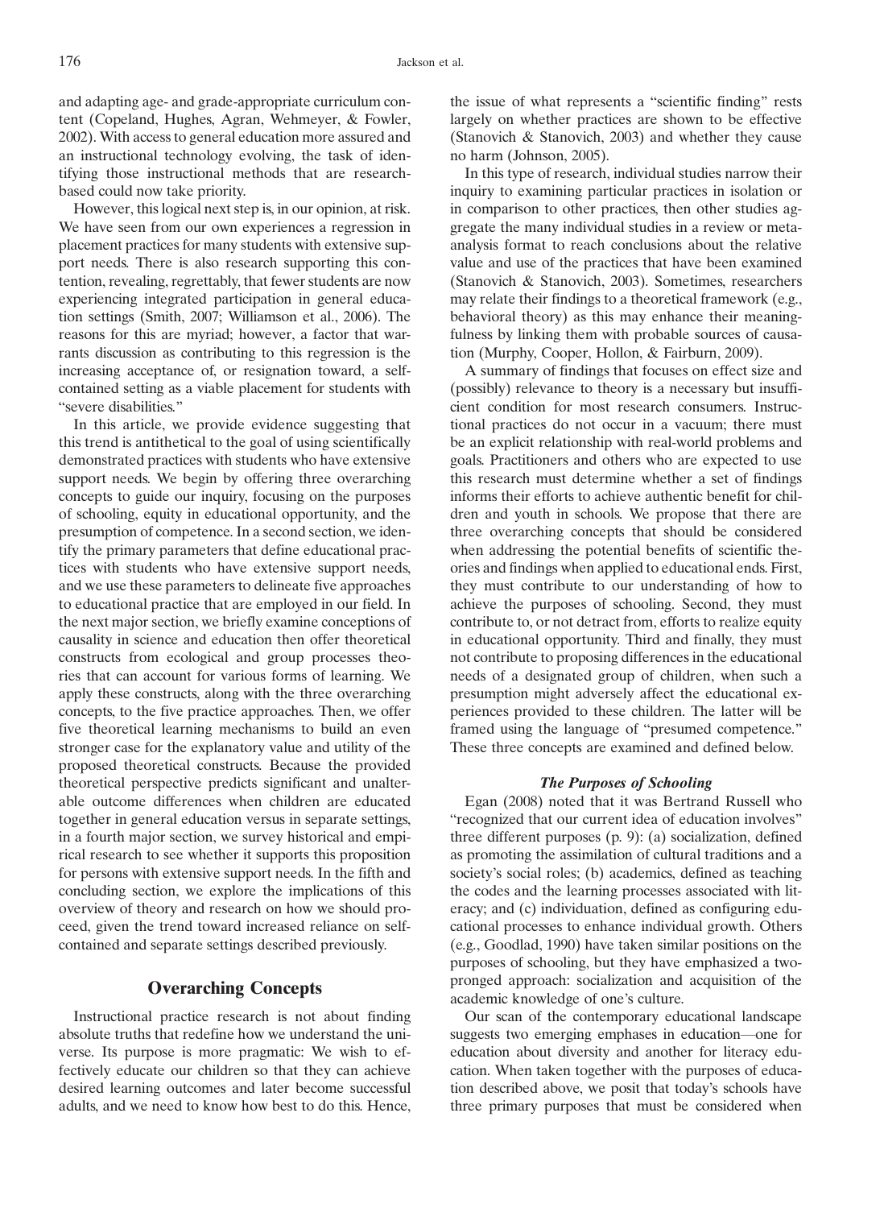and adapting age- and grade-appropriate curriculum content (Copeland, Hughes, Agran, Wehmeyer, & Fowler, 2002). With access to general education more assured and an instructional technology evolving, the task of identifying those instructional methods that are research-based could now take priority.

However, this logical next step is, in our opinion, at risk. We have seen from our own experiences a regression in placement practices for many students with extensive support needs. There is also research supporting this contention, revealing, regrettably, that fewer students are now experiencing integrated participation in general education settings (Smith, 2007; Williamson et al., 2006). The reasons for this are myriad; however, a factor that warrants discussion as contributing to this regression is the increasing acceptance of, or resignation toward, a self-contained setting as a viable placement for students with "severe disabilities."

In this article, we provide evidence suggesting that this trend is antithetical to the goal of using scientifically demonstrated practices with students who have extensive support needs. We begin by offering three overarching concepts to guide our inquiry, focusing on the purposes of schooling, equity in educational opportunity, and the presumption of competence. In a second section, we identify the primary parameters that define educational practices with students who have extensive support needs, and we use these parameters to delineate five approaches to educational practice that are employed in our field. In the next major section, we briefly examine conceptions of causality in science and education then offer theoretical constructs from ecological and group processes theories that can account for various forms of learning. We apply these constructs, along with the three overarching concepts, to the five practice approaches. Then, we offer five theoretical learning mechanisms to build an even stronger case for the explanatory value and utility of the proposed theoretical constructs. Because the provided theoretical perspective predicts significant and unalterable outcome differences when children are educated together in general education versus in separate settings, in a fourth major section, we survey historical and empirical research to see whether it supports this proposition for persons with extensive support needs. In the fifth and concluding section, we explore the implications of this overview of theory and research on how we should proceed, given the trend toward increased reliance on self-contained and separate settings described previously.

## Overarching Concepts

Instructional practice research is not about finding absolute truths that redefine how we understand the universe. Its purpose is more pragmatic: We wish to effectively educate our children so that they can achieve desired learning outcomes and later become successful adults, and we need to know how best to do this. Hence, the issue of what represents a "scientific finding" rests largely on whether practices are shown to be effective (Stanovich & Stanovich, 2003) and whether they cause no harm (Johnson, 2005).

In this type of research, individual studies narrow their inquiry to examining particular practices in isolation or in comparison to other practices, then other studies aggregate the many individual studies in a review or meta-analysis format to reach conclusions about the relative value and use of the practices that have been examined (Stanovich & Stanovich, 2003). Sometimes, researchers may relate their findings to a theoretical framework (e.g., behavioral theory) as this may enhance their meaningfulness by linking them with probable sources of causation (Murphy, Cooper, Hollon, & Fairburn, 2009).

A summary of findings that focuses on effect size and (possibly) relevance to theory is a necessary but insufficient condition for most research consumers. Instructional practices do not occur in a vacuum; there must be an explicit relationship with real-world problems and goals. Practitioners and others who are expected to use this research must determine whether a set of findings informs their efforts to achieve authentic benefit for children and youth in schools. We propose that there are three overarching concepts that should be considered when addressing the potential benefits of scientific theories and findings when applied to educational ends. First, they must contribute to our understanding of how to achieve the purposes of schooling. Second, they must contribute to, or not detract from, efforts to realize equity in educational opportunity. Third and finally, they must not contribute to proposing differences in the educational needs of a designated group of children, when such a presumption might adversely affect the educational experiences provided to these children. The latter will be framed using the language of "presumed competence." These three concepts are examined and defined below.

### *The Purposes of Schooling*

Egan (2008) noted that it was Bertrand Russell who "recognized that our current idea of education involves" three different purposes (p. 9): (a) socialization, defined as promoting the assimilation of cultural traditions and a society's social roles; (b) academics, defined as teaching the codes and the learning processes associated with literacy; and (c) individuation, defined as configuring educational processes to enhance individual growth. Others (e.g., Goodlad, 1990) have taken similar positions on the purposes of schooling, but they have emphasized a two-pronged approach: socialization and acquisition of the academic knowledge of one's culture.

Our scan of the contemporary educational landscape suggests two emerging emphases in education—one for education about diversity and another for literacy education. When taken together with the purposes of education described above, we posit that today's schools have three primary purposes that must be considered when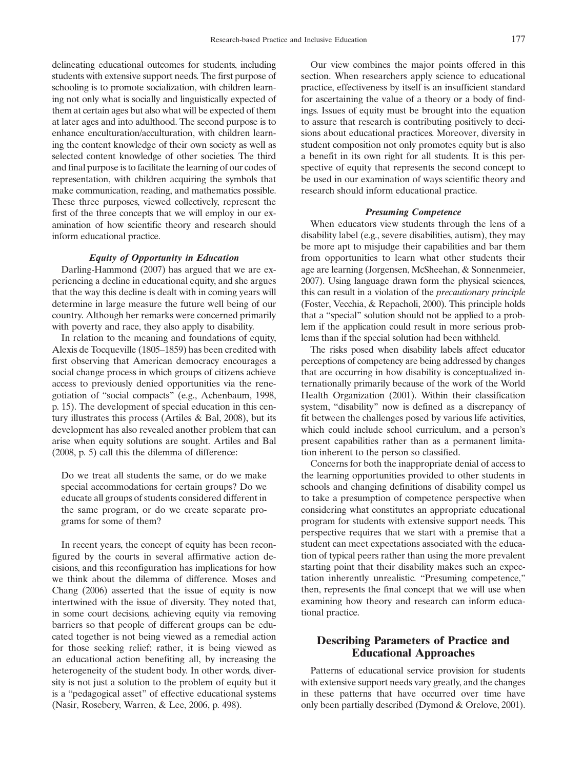delineating educational outcomes for students, including students with extensive support needs. The first purpose of schooling is to promote socialization, with children learning not only what is socially and linguistically expected of them at certain ages but also what will be expected of them at later ages and into adulthood. The second purpose is to enhance enculturation/acculturation, with children learning the content knowledge of their own society as well as selected content knowledge of other societies. The third and final purpose is to facilitate the learning of our codes of representation, with children acquiring the symbols that make communication, reading, and mathematics possible. These three purposes, viewed collectively, represent the first of the three concepts that we will employ in our examination of how scientific theory and research should inform educational practice.

### *Equity of Opportunity in Education*

Darling-Hammond (2007) has argued that we are experiencing a decline in educational equity, and she argues that the way this decline is dealt with in coming years will determine in large measure the future well being of our country. Although her remarks were concerned primarily with poverty and race, they also apply to disability.

In relation to the meaning and foundations of equity, Alexis de Tocqueville (1805–1859) has been credited with first observing that American democracy encourages a social change process in which groups of citizens achieve access to previously denied opportunities via the renegotiation of "social compacts" (e.g., Achenbaum, 1998, p. 15). The development of special education in this century illustrates this process (Artiles & Bal, 2008), but its development has also revealed another problem that can arise when equity solutions are sought. Artiles and Bal (2008, p. 5) call this the dilemma of difference:

> Do we treat all students the same, or do we make special accommodations for certain groups? Do we educate all groups of students considered different in the same program, or do we create separate programs for some of them?

In recent years, the concept of equity has been reconfigured by the courts in several affirmative action decisions, and this reconfiguration has implications for how we think about the dilemma of difference. Moses and Chang (2006) asserted that the issue of equity is now intertwined with the issue of diversity. They noted that, in some court decisions, achieving equity via removing barriers so that people of different groups can be educated together is not being viewed as a remedial action for those seeking relief; rather, it is being viewed as an educational action benefiting all, by increasing the heterogeneity of the student body. In other words, diversity is not just a solution to the problem of equity but it is a "pedagogical asset" of effective educational systems (Nasir, Rosebery, Warren, & Lee, 2006, p. 498).

Our view combines the major points offered in this section. When researchers apply science to educational practice, effectiveness by itself is an insufficient standard for ascertaining the value of a theory or a body of findings. Issues of equity must be brought into the equation to assure that research is contributing positively to decisions about educational practices. Moreover, diversity in student composition not only promotes equity but is also a benefit in its own right for all students. It is this perspective of equity that represents the second concept to be used in our examination of ways scientific theory and research should inform educational practice.

### *Presuming Competence*

When educators view students through the lens of a disability label (e.g., severe disabilities, autism), they may be more apt to misjudge their capabilities and bar them from opportunities to learn what other students their age are learning (Jorgensen, McSheehan, & Sonnenmeier, 2007). Using language drawn form the physical sciences, this can result in a violation of the *precautionary principle* (Foster, Vecchia, & Repacholi, 2000). This principle holds that a "special" solution should not be applied to a problem if the application could result in more serious problems than if the special solution had been withheld.

The risks posed when disability labels affect educator perceptions of competency are being addressed by changes that are occurring in how disability is conceptualized internationally primarily because of the work of the World Health Organization (2001). Within their classification system, "disability" now is defined as a discrepancy of fit between the challenges posed by various life activities, which could include school curriculum, and a person's present capabilities rather than as a permanent limitation inherent to the person so classified.

Concerns for both the inappropriate denial of access to the learning opportunities provided to other students in schools and changing definitions of disability compel us to take a presumption of competence perspective when considering what constitutes an appropriate educational program for students with extensive support needs. This perspective requires that we start with a premise that a student can meet expectations associated with the education of typical peers rather than using the more prevalent starting point that their disability makes such an expectation inherently unrealistic. "Presuming competence," then, represents the final concept that we will use when examining how theory and research can inform educational practice.

## Describing Parameters of Practice and Educational Approaches

Patterns of educational service provision for students with extensive support needs vary greatly, and the changes in these patterns that have occurred over time have only been partially described (Dymond & Orelove, 2001).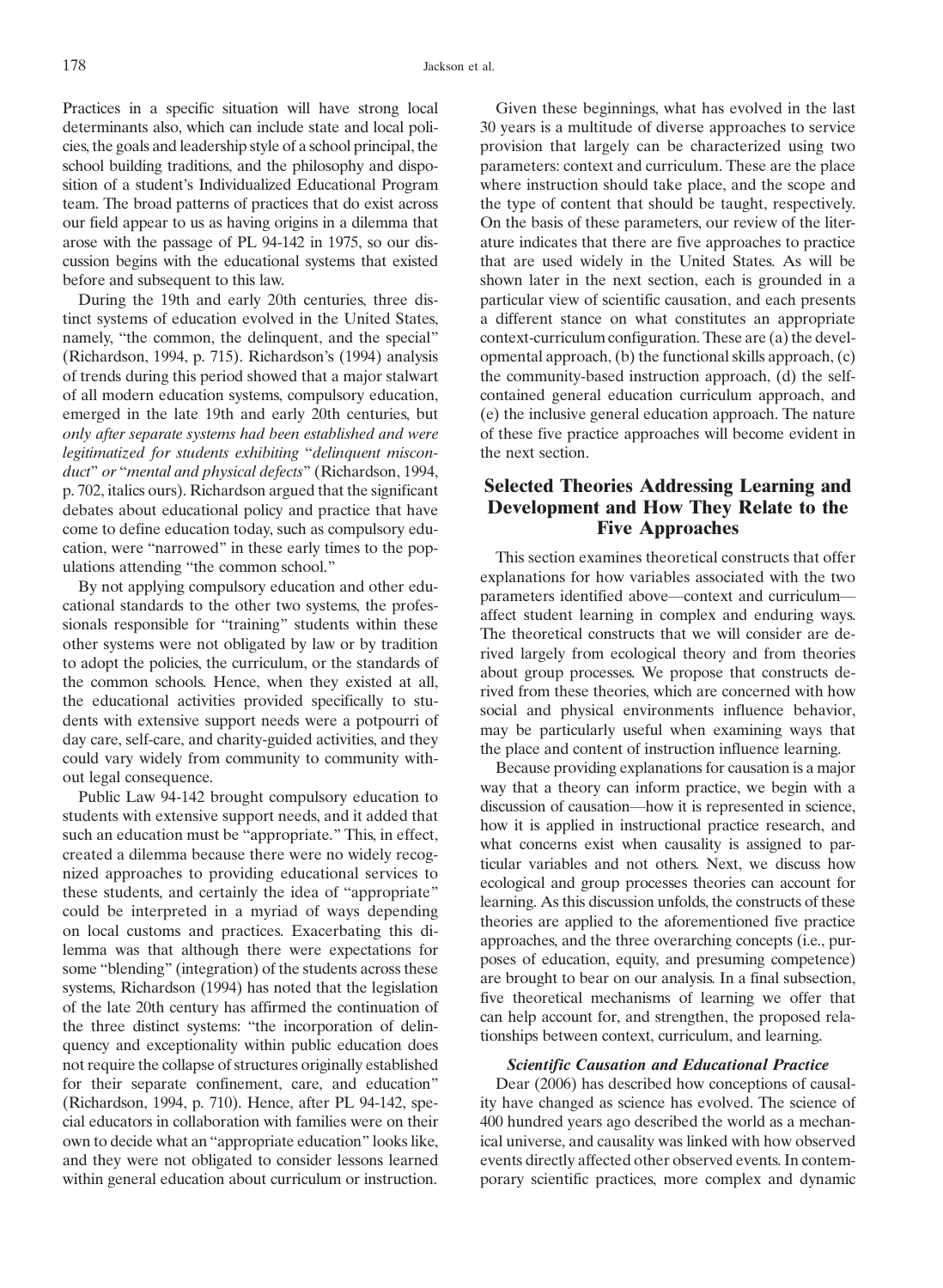Practices in a specific situation will have strong local determinants also, which can include state and local policies, the goals and leadership style of a school principal, the school building traditions, and the philosophy and disposition of a student's Individualized Educational Program team. The broad patterns of practices that do exist across our field appear to us as having origins in a dilemma that arose with the passage of PL 94-142 in 1975, so our discussion begins with the educational systems that existed before and subsequent to this law.

During the 19th and early 20th centuries, three distinct systems of education evolved in the United States, namely, "the common, the delinquent, and the special" (Richardson, 1994, p. 715). Richardson's (1994) analysis of trends during this period showed that a major stalwart of all modern education systems, compulsory education, emerged in the late 19th and early 20th centuries, but *only after separate systems had been established and were legitimatized for students exhibiting "delinquent misconduct" or "mental and physical defects"* (Richardson, 1994, p. 702, italics ours). Richardson argued that the significant debates about educational policy and practice that have come to define education today, such as compulsory education, were "narrowed" in these early times to the populations attending "the common school."

By not applying compulsory education and other educational standards to the other two systems, the professionals responsible for "training" students within these other systems were not obligated by law or by tradition to adopt the policies, the curriculum, or the standards of the common schools. Hence, when they existed at all, the educational activities provided specifically to students with extensive support needs were a potpourri of day care, self-care, and charity-guided activities, and they could vary widely from community to community without legal consequence.

Public Law 94-142 brought compulsory education to students with extensive support needs, and it added that such an education must be "appropriate." This, in effect, created a dilemma because there were no widely recognized approaches to providing educational services to these students, and certainly the idea of "appropriate" could be interpreted in a myriad of ways depending on local customs and practices. Exacerbating this dilemma was that although there were expectations for some "blending" (integration) of the students across these systems, Richardson (1994) has noted that the legislation of the late 20th century has affirmed the continuation of the three distinct systems: "the incorporation of delinquency and exceptionality within public education does not require the collapse of structures originally established for their separate confinement, care, and education" (Richardson, 1994, p. 710). Hence, after PL 94-142, special educators in collaboration with families were on their own to decide what an "appropriate education" looks like, and they were not obligated to consider lessons learned within general education about curriculum or instruction.

Given these beginnings, what has evolved in the last 30 years is a multitude of diverse approaches to service provision that largely can be characterized using two parameters: context and curriculum. These are the place where instruction should take place, and the scope and the type of content that should be taught, respectively. On the basis of these parameters, our review of the literature indicates that there are five approaches to practice that are used widely in the United States. As will be shown later in the next section, each is grounded in a particular view of scientific causation, and each presents a different stance on what constitutes an appropriate context-curriculum configuration. These are (a) the developmental approach, (b) the functional skills approach, (c) the community-based instruction approach, (d) the self-contained general education curriculum approach, and (e) the inclusive general education approach. The nature of these five practice approaches will become evident in the next section.

## Selected Theories Addressing Learning and Development and How They Relate to the Five Approaches

This section examines theoretical constructs that offer explanations for how variables associated with the two parameters identified above—context and curriculum—affect student learning in complex and enduring ways. The theoretical constructs that we will consider are derived largely from ecological theory and from theories about group processes. We propose that constructs derived from these theories, which are concerned with how social and physical environments influence behavior, may be particularly useful when examining ways that the place and content of instruction influence learning.

Because providing explanations for causation is a major way that a theory can inform practice, we begin with a discussion of causation—how it is represented in science, how it is applied in instructional practice research, and what concerns exist when causality is assigned to particular variables and not others. Next, we discuss how ecological and group processes theories can account for learning. As this discussion unfolds, the constructs of these theories are applied to the aforementioned five practice approaches, and the three overarching concepts (i.e., purposes of education, equity, and presuming competence) are brought to bear on our analysis. In a final subsection, five theoretical mechanisms of learning we offer that can help account for, and strengthen, the proposed relationships between context, curriculum, and learning.

### *Scientific Causation and Educational Practice*

Dear (2006) has described how conceptions of causality have changed as science has evolved. The science of 400 hundred years ago described the world as a mechanical universe, and causality was linked with how observed events directly affected other observed events. In contemporary scientific practices, more complex and dynamic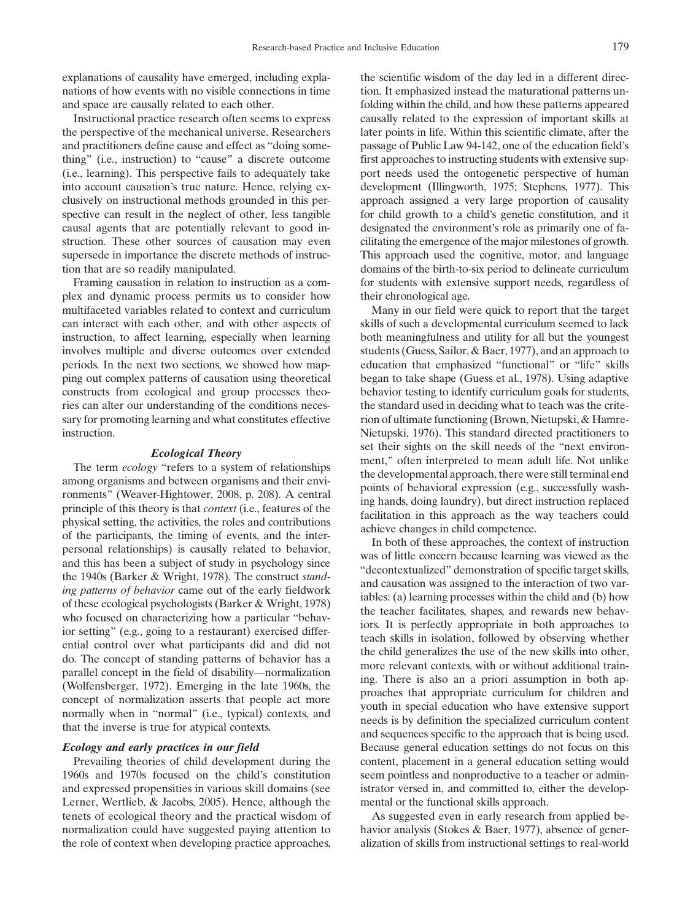explanations of causality have emerged, including explanations of how events with no visible connections in time and space are causally related to each other.

Instructional practice research often seems to express the perspective of the mechanical universe. Researchers and practitioners define cause and effect as "doing something" (i.e., instruction) to "cause" a discrete outcome (i.e., learning). This perspective fails to adequately take into account causation's true nature. Hence, relying exclusively on instructional methods grounded in this perspective can result in the neglect of other, less tangible causal agents that are potentially relevant to good instruction. These other sources of causation may even supersede in importance the discrete methods of instruction that are so readily manipulated.

Framing causation in relation to instruction as a complex and dynamic process permits us to consider how multifaceted variables related to context and curriculum can interact with each other, and with other aspects of instruction, to affect learning, especially when learning involves multiple and diverse outcomes over extended periods. In the next two sections, we showed how mapping out complex patterns of causation using theoretical constructs from ecological and group processes theories can alter our understanding of the conditions necessary for promoting learning and what constitutes effective instruction.

### *Ecological Theory*

The term *ecology* "refers to a system of relationships among organisms and between organisms and their environments" (Weaver-Hightower, 2008, p. 208). A central principle of this theory is that *context* (i.e., features of the physical setting, the activities, the roles and contributions of the participants, the timing of events, and the interpersonal relationships) is causally related to behavior, and this has been a subject of study in psychology since the 1940s (Barker & Wright, 1978). The construct *standing patterns of behavior* came out of the early fieldwork of these ecological psychologists (Barker & Wright, 1978) who focused on characterizing how a particular "behavior setting" (e.g., going to a restaurant) exercised differential control over what participants did and did not do. The concept of standing patterns of behavior has a parallel concept in the field of disability—normalization (Wolfensberger, 1972). Emerging in the late 1960s, the concept of normalization asserts that people act more normally when in "normal" (i.e., typical) contexts, and that the inverse is true for atypical contexts.

#### *Ecology and early practices in our field*

Prevailing theories of child development during the 1960s and 1970s focused on the child's constitution and expressed propensities in various skill domains (see Lerner, Wertlieb, & Jacobs, 2005). Hence, although the tenets of ecological theory and the practical wisdom of normalization could have suggested paying attention to the role of context when developing practice approaches, the scientific wisdom of the day led in a different direction. It emphasized instead the maturational patterns unfolding within the child, and how these patterns appeared causally related to the expression of important skills at later points in life. Within this scientific climate, after the passage of Public Law 94-142, one of the education field's first approaches to instructing students with extensive support needs used the ontogenetic perspective of human development (Illingworth, 1975; Stephens, 1977). This approach assigned a very large proportion of causality for child growth to a child's genetic constitution, and it designated the environment's role as primarily one of facilitating the emergence of the major milestones of growth. This approach used the cognitive, motor, and language domains of the birth-to-six period to delineate curriculum for students with extensive support needs, regardless of their chronological age.

Many in our field were quick to report that the target skills of such a developmental curriculum seemed to lack both meaningfulness and utility for all but the youngest students (Guess, Sailor, & Baer, 1977), and an approach to education that emphasized "functional" or "life" skills began to take shape (Guess et al., 1978). Using adaptive behavior testing to identify curriculum goals for students, the standard used in deciding what to teach was the criterion of ultimate functioning (Brown, Nietupski, & Hamre-Nietupski, 1976). This standard directed practitioners to set their sights on the skill needs of the "next environment," often interpreted to mean adult life. Not unlike the developmental approach, there were still terminal end points of behavioral expression (e.g., successfully washing hands, doing laundry), but direct instruction replaced facilitation in this approach as the way teachers could achieve changes in child competence.

In both of these approaches, the context of instruction was of little concern because learning was viewed as the "decontextualized" demonstration of specific target skills, and causation was assigned to the interaction of two variables: (a) learning processes within the child and (b) how the teacher facilitates, shapes, and rewards new behaviors. It is perfectly appropriate in both approaches to teach skills in isolation, followed by observing whether the child generalizes the use of the new skills into other, more relevant contexts, with or without additional training. There is also an a priori assumption in both approaches that appropriate curriculum for children and youth in special education who have extensive support needs is by definition the specialized curriculum content and sequences specific to the approach that is being used. Because general education settings do not focus on this content, placement in a general education setting would seem pointless and nonproductive to a teacher or administrator versed in, and committed to, either the developmental or the functional skills approach.

As suggested even in early research from applied behavior analysis (Stokes & Baer, 1977), absence of generalization of skills from instructional settings to real-world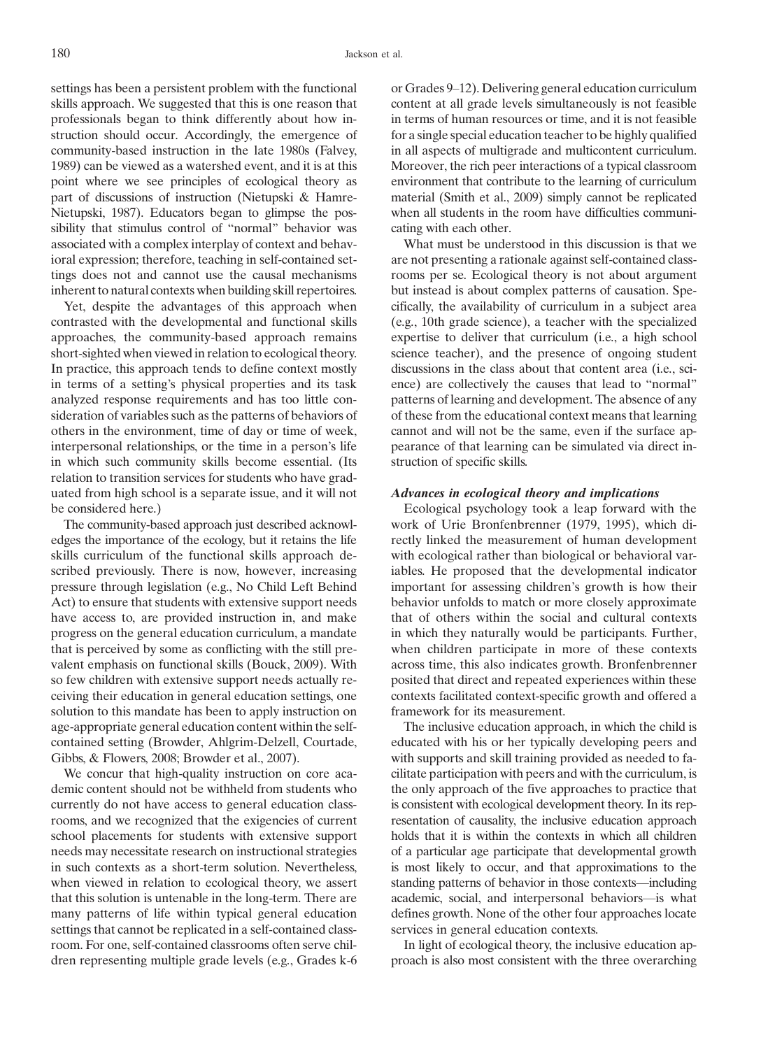settings has been a persistent problem with the functional skills approach. We suggested that this is one reason that professionals began to think differently about how instruction should occur. Accordingly, the emergence of community-based instruction in the late 1980s (Falvey, 1989) can be viewed as a watershed event, and it is at this point where we see principles of ecological theory as part of discussions of instruction (Nietupski & Hamre-Nietupski, 1987). Educators began to glimpse the possibility that stimulus control of "normal" behavior was associated with a complex interplay of context and behavioral expression; therefore, teaching in self-contained settings does not and cannot use the causal mechanisms inherent to natural contexts when building skill repertoires.

Yet, despite the advantages of this approach when contrasted with the developmental and functional skills approaches, the community-based approach remains short-sighted when viewed in relation to ecological theory. In practice, this approach tends to define context mostly in terms of a setting's physical properties and its task analyzed response requirements and has too little consideration of variables such as the patterns of behaviors of others in the environment, time of day or time of week, interpersonal relationships, or the time in a person's life in which such community skills become essential. (Its relation to transition services for students who have graduated from high school is a separate issue, and it will not be considered here.)

The community-based approach just described acknowledges the importance of the ecology, but it retains the life skills curriculum of the functional skills approach described previously. There is now, however, increasing pressure through legislation (e.g., No Child Left Behind Act) to ensure that students with extensive support needs have access to, are provided instruction in, and make progress on the general education curriculum, a mandate that is perceived by some as conflicting with the still prevalent emphasis on functional skills (Bouck, 2009). With so few children with extensive support needs actually receiving their education in general education settings, one solution to this mandate has been to apply instruction on age-appropriate general education content within the self-contained setting (Browder, Ahlgrim-Delzell, Courtade, Gibbs, & Flowers, 2008; Browder et al., 2007).

We concur that high-quality instruction on core academic content should not be withheld from students who currently do not have access to general education classrooms, and we recognized that the exigencies of current school placements for students with extensive support needs may necessitate research on instructional strategies in such contexts as a short-term solution. Nevertheless, when viewed in relation to ecological theory, we assert that this solution is untenable in the long-term. There are many patterns of life within typical general education settings that cannot be replicated in a self-contained classroom. For one, self-contained classrooms often serve children representing multiple grade levels (e.g., Grades k-6 or Grades 9–12). Delivering general education curriculum content at all grade levels simultaneously is not feasible in terms of human resources or time, and it is not feasible for a single special education teacher to be highly qualified in all aspects of multigrade and multicontent curriculum. Moreover, the rich peer interactions of a typical classroom environment that contribute to the learning of curriculum material (Smith et al., 2009) simply cannot be replicated when all students in the room have difficulties communicating with each other.

What must be understood in this discussion is that we are not presenting a rationale against self-contained classrooms per se. Ecological theory is not about argument but instead is about complex patterns of causation. Specifically, the availability of curriculum in a subject area (e.g., 10th grade science), a teacher with the specialized expertise to deliver that curriculum (i.e., a high school science teacher), and the presence of ongoing student discussions in the class about that content area (i.e., science) are collectively the causes that lead to "normal" patterns of learning and development. The absence of any of these from the educational context means that learning cannot and will not be the same, even if the surface appearance of that learning can be simulated via direct instruction of specific skills.

### *Advances in ecological theory and implications*

Ecological psychology took a leap forward with the work of Urie Bronfenbrenner (1979, 1995), which directly linked the measurement of human development with ecological rather than biological or behavioral variables. He proposed that the developmental indicator important for assessing children's growth is how their behavior unfolds to match or more closely approximate that of others within the social and cultural contexts in which they naturally would be participants. Further, when children participate in more of these contexts across time, this also indicates growth. Bronfenbrenner posited that direct and repeated experiences within these contexts facilitated context-specific growth and offered a framework for its measurement.

The inclusive education approach, in which the child is educated with his or her typically developing peers and with supports and skill training provided as needed to facilitate participation with peers and with the curriculum, is the only approach of the five approaches to practice that is consistent with ecological development theory. In its representation of causality, the inclusive education approach holds that it is within the contexts in which all children of a particular age participate that developmental growth is most likely to occur, and that approximations to the standing patterns of behavior in those contexts—including academic, social, and interpersonal behaviors—is what defines growth. None of the other four approaches locate services in general education contexts.

In light of ecological theory, the inclusive education approach is also most consistent with the three overarching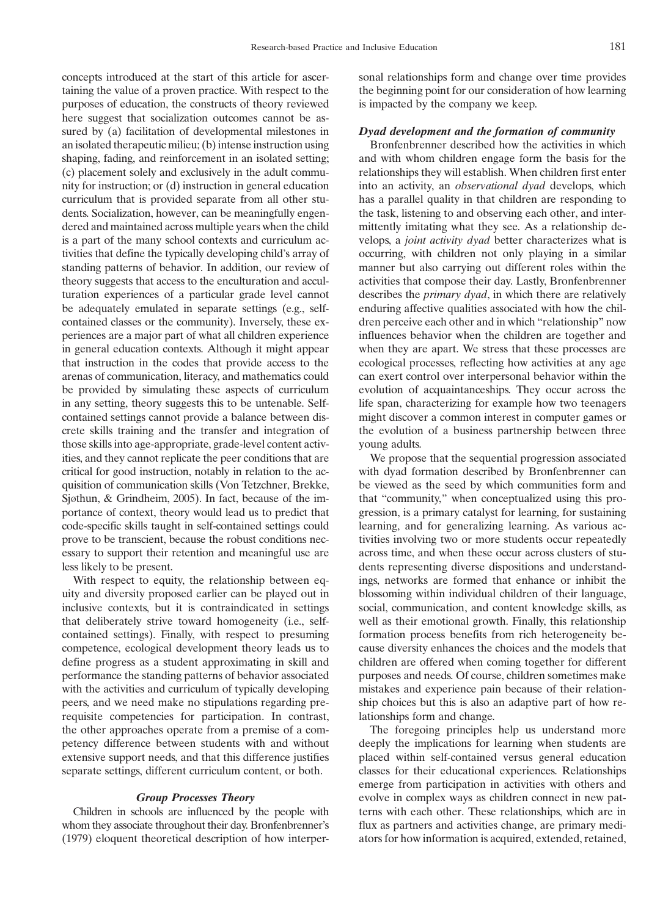concepts introduced at the start of this article for ascertaining the value of a proven practice. With respect to the purposes of education, the constructs of theory reviewed here suggest that socialization outcomes cannot be assured by (a) facilitation of developmental milestones in an isolated therapeutic milieu; (b) intense instruction using shaping, fading, and reinforcement in an isolated setting; (c) placement solely and exclusively in the adult community for instruction; or (d) instruction in general education curriculum that is provided separate from all other students. Socialization, however, can be meaningfully engendered and maintained across multiple years when the child is a part of the many school contexts and curriculum activities that define the typically developing child's array of standing patterns of behavior. In addition, our review of theory suggests that access to the enculturation and acculturation experiences of a particular grade level cannot be adequately emulated in separate settings (e.g., self-contained classes or the community). Inversely, these experiences are a major part of what all children experience in general education contexts. Although it might appear that instruction in the codes that provide access to the arenas of communication, literacy, and mathematics could be provided by simulating these aspects of curriculum in any setting, theory suggests this to be untenable. Self-contained settings cannot provide a balance between discrete skills training and the transfer and integration of those skills into age-appropriate, grade-level content activities, and they cannot replicate the peer conditions that are critical for good instruction, notably in relation to the acquisition of communication skills (Von Tetzchner, Brekke, Sjøthun, & Grindheim, 2005). In fact, because of the importance of context, theory would lead us to predict that code-specific skills taught in self-contained settings could prove to be transcient, because the robust conditions necessary to support their retention and meaningful use are less likely to be present.

With respect to equity, the relationship between equity and diversity proposed earlier can be played out in inclusive contexts, but it is contraindicated in settings that deliberately strive toward homogeneity (i.e., self-contained settings). Finally, with respect to presuming competence, ecological development theory leads us to define progress as a student approximating in skill and performance the standing patterns of behavior associated with the activities and curriculum of typically developing peers, and we need make no stipulations regarding prerequisite competencies for participation. In contrast, the other approaches operate from a premise of a competency difference between students with and without extensive support needs, and that this difference justifies separate settings, different curriculum content, or both.

### Group Processes Theory

Children in schools are influenced by the people with whom they associate throughout their day. Bronfenbrenner's (1979) eloquent theoretical description of how interpersonal relationships form and change over time provides the beginning point for our consideration of how learning is impacted by the company we keep.

#### *Dyad development and the formation of community*

Bronfenbrenner described how the activities in which and with whom children engage form the basis for the relationships they will establish. When children first enter into an activity, an *observational dyad* develops, which has a parallel quality in that children are responding to the task, listening to and observing each other, and intermittently imitating what they see. As a relationship develops, a *joint activity dyad* better characterizes what is occurring, with children not only playing in a similar manner but also carrying out different roles within the activities that compose their day. Lastly, Bronfenbrenner describes the *primary dyad*, in which there are relatively enduring affective qualities associated with how the children perceive each other and in which "relationship" now influences behavior when the children are together and when they are apart. We stress that these processes are ecological processes, reflecting how activities at any age can exert control over interpersonal behavior within the evolution of acquaintanceships. They occur across the life span, characterizing for example how two teenagers might discover a common interest in computer games or the evolution of a business partnership between three young adults.

We propose that the sequential progression associated with dyad formation described by Bronfenbrenner can be viewed as the seed by which communities form and that "community," when conceptualized using this progression, is a primary catalyst for learning, for sustaining learning, and for generalizing learning. As various activities involving two or more students occur repeatedly across time, and when these occur across clusters of students representing diverse dispositions and understandings, networks are formed that enhance or inhibit the blossoming within individual children of their language, social, communication, and content knowledge skills, as well as their emotional growth. Finally, this relationship formation process benefits from rich heterogeneity because diversity enhances the choices and the models that children are offered when coming together for different purposes and needs. Of course, children sometimes make mistakes and experience pain because of their relationship choices but this is also an adaptive part of how relationships form and change.

The foregoing principles help us understand more deeply the implications for learning when students are placed within self-contained versus general education classes for their educational experiences. Relationships emerge from participation in activities with others and evolve in complex ways as children connect in new patterns with each other. These relationships, which are in flux as partners and activities change, are primary mediators for how information is acquired, extended, retained,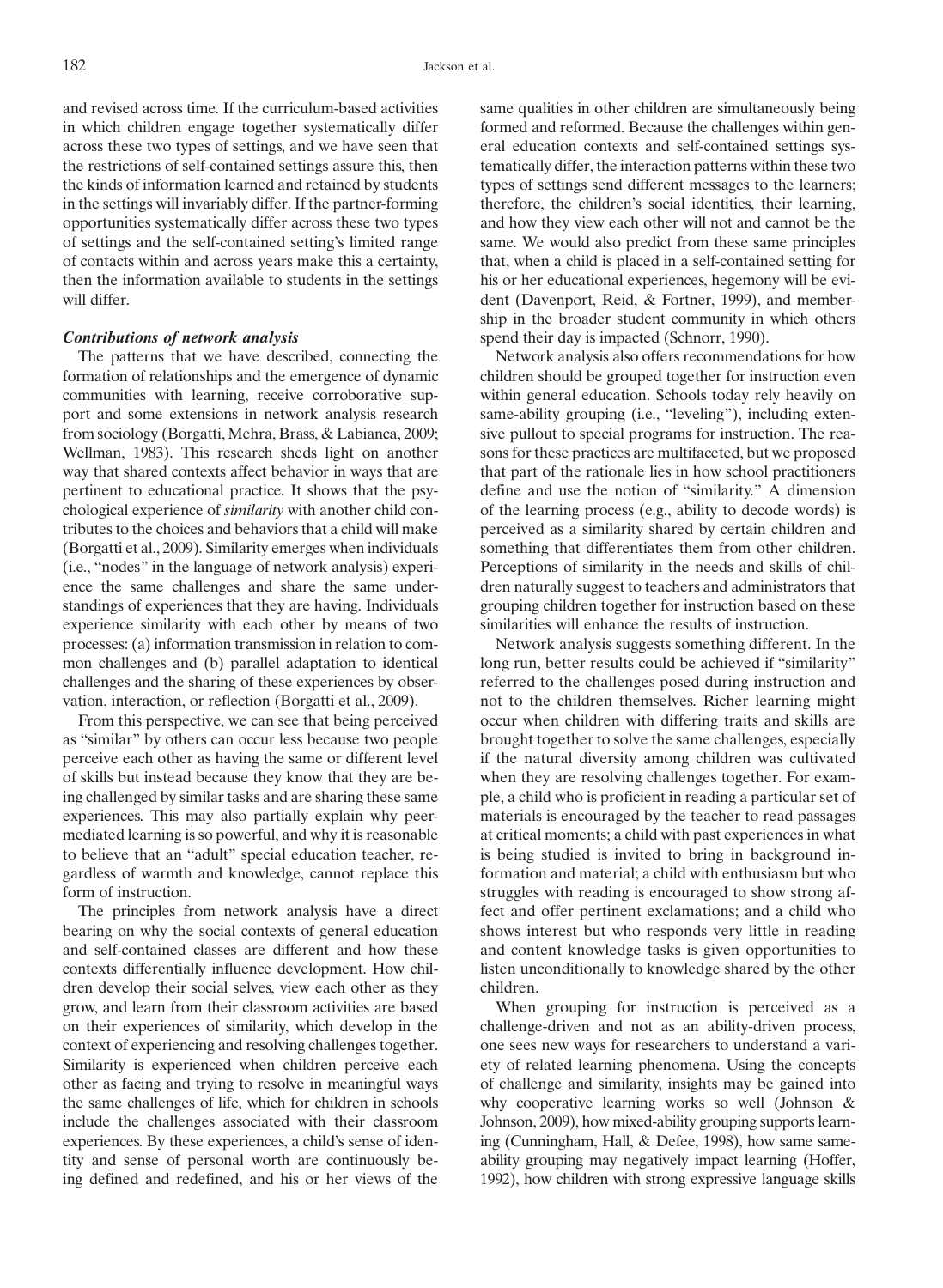and revised across time. If the curriculum-based activities in which children engage together systematically differ across these two types of settings, and we have seen that the restrictions of self-contained settings assure this, then the kinds of information learned and retained by students in the settings will invariably differ. If the partner-forming opportunities systematically differ across these two types of settings and the self-contained setting's limited range of contacts within and across years make this a certainty, then the information available to students in the settings will differ.

### *Contributions of network analysis*

The patterns that we have described, connecting the formation of relationships and the emergence of dynamic communities with learning, receive corroborative support and some extensions in network analysis research from sociology (Borgatti, Mehra, Brass, & Labianca, 2009; Wellman, 1983). This research sheds light on another way that shared contexts affect behavior in ways that are pertinent to educational practice. It shows that the psychological experience of *similarity* with another child contributes to the choices and behaviors that a child will make (Borgatti et al., 2009). Similarity emerges when individuals (i.e., "nodes" in the language of network analysis) experience the same challenges and share the same understandings of experiences that they are having. Individuals experience similarity with each other by means of two processes: (a) information transmission in relation to common challenges and (b) parallel adaptation to identical challenges and the sharing of these experiences by observation, interaction, or reflection (Borgatti et al., 2009).

From this perspective, we can see that being perceived as "similar" by others can occur less because two people perceive each other as having the same or different level of skills but instead because they know that they are being challenged by similar tasks and are sharing these same experiences. This may also partially explain why peer-mediated learning is so powerful, and why it is reasonable to believe that an "adult" special education teacher, regardless of warmth and knowledge, cannot replace this form of instruction.

The principles from network analysis have a direct bearing on why the social contexts of general education and self-contained classes are different and how these contexts differentially influence development. How children develop their social selves, view each other as they grow, and learn from their classroom activities are based on their experiences of similarity, which develop in the context of experiencing and resolving challenges together. Similarity is experienced when children perceive each other as facing and trying to resolve in meaningful ways the same challenges of life, which for children in schools include the challenges associated with their classroom experiences. By these experiences, a child's sense of identity and sense of personal worth are continuously being defined and redefined, and his or her views of the same qualities in other children are simultaneously being formed and reformed. Because the challenges within general education contexts and self-contained settings systematically differ, the interaction patterns within these two types of settings send different messages to the learners; therefore, the children's social identities, their learning, and how they view each other will not and cannot be the same. We would also predict from these same principles that, when a child is placed in a self-contained setting for his or her educational experiences, hegemony will be evident (Davenport, Reid, & Fortner, 1999), and membership in the broader student community in which others spend their day is impacted (Schnorr, 1990).

Network analysis also offers recommendations for how children should be grouped together for instruction even within general education. Schools today rely heavily on same-ability grouping (i.e., "leveling"), including extensive pullout to special programs for instruction. The reasons for these practices are multifaceted, but we proposed that part of the rationale lies in how school practitioners define and use the notion of "similarity." A dimension of the learning process (e.g., ability to decode words) is perceived as a similarity shared by certain children and something that differentiates them from other children. Perceptions of similarity in the needs and skills of children naturally suggest to teachers and administrators that grouping children together for instruction based on these similarities will enhance the results of instruction.

Network analysis suggests something different. In the long run, better results could be achieved if "similarity" referred to the challenges posed during instruction and not to the children themselves. Richer learning might occur when children with differing traits and skills are brought together to solve the same challenges, especially if the natural diversity among children was cultivated when they are resolving challenges together. For example, a child who is proficient in reading a particular set of materials is encouraged by the teacher to read passages at critical moments; a child with past experiences in what is being studied is invited to bring in background information and material; a child with enthusiasm but who struggles with reading is encouraged to show strong affect and offer pertinent exclamations; and a child who shows interest but who responds very little in reading and content knowledge tasks is given opportunities to listen unconditionally to knowledge shared by the other children.

When grouping for instruction is perceived as a challenge-driven and not as an ability-driven process, one sees new ways for researchers to understand a variety of related learning phenomena. Using the concepts of challenge and similarity, insights may be gained into why cooperative learning works so well (Johnson & Johnson, 2009), how mixed-ability grouping supports learning (Cunningham, Hall, & Defee, 1998), how same same-ability grouping may negatively impact learning (Hoffer, 1992), how children with strong expressive language skills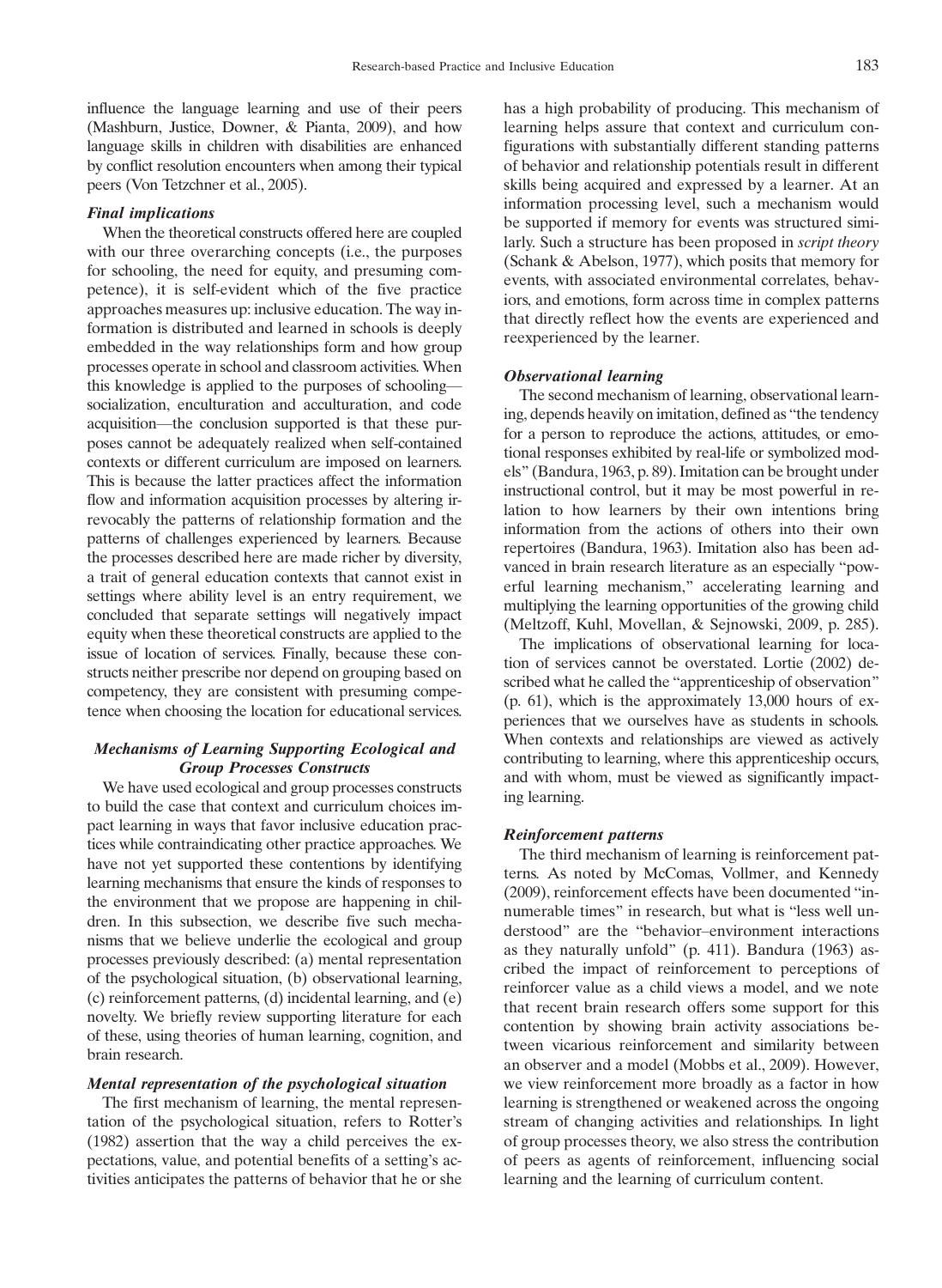influence the language learning and use of their peers (Mashburn, Justice, Downer, & Pianta, 2009), and how language skills in children with disabilities are enhanced by conflict resolution encounters when among their typical peers (Von Tetzchner et al., 2005).

#### *Final implications*

When the theoretical constructs offered here are coupled with our three overarching concepts (i.e., the purposes for schooling, the need for equity, and presuming competence), it is self-evident which of the five practice approaches measures up: inclusive education. The way information is distributed and learned in schools is deeply embedded in the way relationships form and how group processes operate in school and classroom activities. When this knowledge is applied to the purposes of schooling—socialization, enculturation and acculturation, and code acquisition—the conclusion supported is that these purposes cannot be adequately realized when self-contained contexts or different curriculum are imposed on learners. This is because the latter practices affect the information flow and information acquisition processes by altering irrevocably the patterns of relationship formation and the patterns of challenges experienced by learners. Because the processes described here are made richer by diversity, a trait of general education contexts that cannot exist in settings where ability level is an entry requirement, we concluded that separate settings will negatively impact equity when these theoretical constructs are applied to the issue of location of services. Finally, because these constructs neither prescribe nor depend on grouping based on competency, they are consistent with presuming competence when choosing the location for educational services.

### *Mechanisms of Learning Supporting Ecological and Group Processes Constructs*

We have used ecological and group processes constructs to build the case that context and curriculum choices impact learning in ways that favor inclusive education practices while contraindicating other practice approaches. We have not yet supported these contentions by identifying learning mechanisms that ensure the kinds of responses to the environment that we propose are happening in children. In this subsection, we describe five such mechanisms that we believe underlie the ecological and group processes previously described: (a) mental representation of the psychological situation, (b) observational learning, (c) reinforcement patterns, (d) incidental learning, and (e) novelty. We briefly review supporting literature for each of these, using theories of human learning, cognition, and brain research.

#### *Mental representation of the psychological situation*

The first mechanism of learning, the mental representation of the psychological situation, refers to Rotter's (1982) assertion that the way a child perceives the expectations, value, and potential benefits of a setting's activities anticipates the patterns of behavior that he or she has a high probability of producing. This mechanism of learning helps assure that context and curriculum configurations with substantially different standing patterns of behavior and relationship potentials result in different skills being acquired and expressed by a learner. At an information processing level, such a mechanism would be supported if memory for events was structured similarly. Such a structure has been proposed in *script theory* (Schank & Abelson, 1977), which posits that memory for events, with associated environmental correlates, behaviors, and emotions, form across time in complex patterns that directly reflect how the events are experienced and reexperienced by the learner.

#### *Observational learning*

The second mechanism of learning, observational learning, depends heavily on imitation, defined as "the tendency for a person to reproduce the actions, attitudes, or emotional responses exhibited by real-life or symbolized models" (Bandura, 1963, p. 89). Imitation can be brought under instructional control, but it may be most powerful in relation to how learners by their own intentions bring information from the actions of others into their own repertoires (Bandura, 1963). Imitation also has been advanced in brain research literature as an especially "powerful learning mechanism," accelerating learning and multiplying the learning opportunities of the growing child (Meltzoff, Kuhl, Movellan, & Sejnowski, 2009, p. 285).

The implications of observational learning for location of services cannot be overstated. Lortie (2002) described what he called the "apprenticeship of observation" (p. 61), which is the approximately 13,000 hours of experiences that we ourselves have as students in schools. When contexts and relationships are viewed as actively contributing to learning, where this apprenticeship occurs, and with whom, must be viewed as significantly impacting learning.

#### *Reinforcement patterns*

The third mechanism of learning is reinforcement patterns. As noted by McComas, Vollmer, and Kennedy (2009), reinforcement effects have been documented "innumerable times" in research, but what is "less well understood" are the "behavior–environment interactions as they naturally unfold" (p. 411). Bandura (1963) ascribed the impact of reinforcement to perceptions of reinforcer value as a child views a model, and we note that recent brain research offers some support for this contention by showing brain activity associations between vicarious reinforcement and similarity between an observer and a model (Mobbs et al., 2009). However, we view reinforcement more broadly as a factor in how learning is strengthened or weakened across the ongoing stream of changing activities and relationships. In light of group processes theory, we also stress the contribution of peers as agents of reinforcement, influencing social learning and the learning of curriculum content.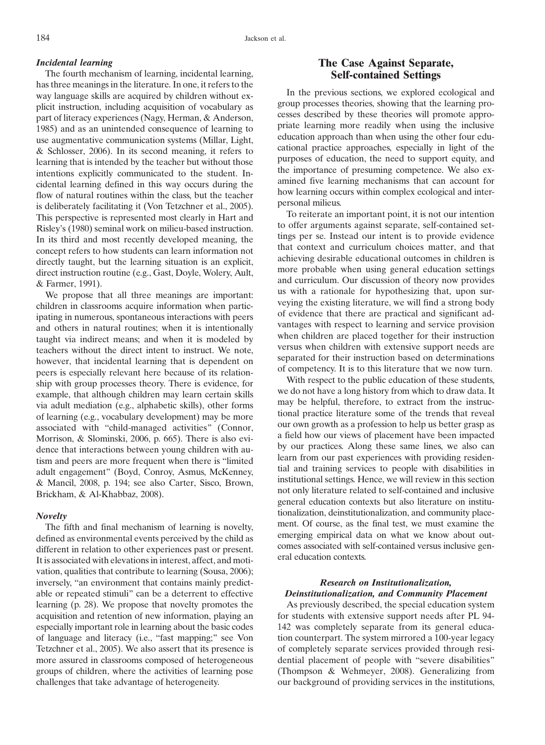### *Incidental learning*

The fourth mechanism of learning, incidental learning, has three meanings in the literature. In one, it refers to the way language skills are acquired by children without explicit instruction, including acquisition of vocabulary as part of literacy experiences (Nagy, Herman, & Anderson, 1985) and as an unintended consequence of learning to use augmentative communication systems (Millar, Light, & Schlosser, 2006). In its second meaning, it refers to learning that is intended by the teacher but without those intentions explicitly communicated to the student. Incidental learning defined in this way occurs during the flow of natural routines within the class, but the teacher is deliberately facilitating it (Von Tetzchner et al., 2005). This perspective is represented most clearly in Hart and Risley's (1980) seminal work on milieu-based instruction. In its third and most recently developed meaning, the concept refers to how students can learn information not directly taught, but the learning situation is an explicit, direct instruction routine (e.g., Gast, Doyle, Wolery, Ault, & Farmer, 1991).

We propose that all three meanings are important: children in classrooms acquire information when participating in numerous, spontaneous interactions with peers and others in natural routines; when it is intentionally taught via indirect means; and when it is modeled by teachers without the direct intent to instruct. We note, however, that incidental learning that is dependent on peers is especially relevant here because of its relationship with group processes theory. There is evidence, for example, that although children may learn certain skills via adult mediation (e.g., alphabetic skills), other forms of learning (e.g., vocabulary development) may be more associated with "child-managed activities" (Connor, Morrison, & Slominski, 2006, p. 665). There is also evidence that interactions between young children with autism and peers are more frequent when there is "limited adult engagement" (Boyd, Conroy, Asmus, McKenney, & Mancil, 2008, p. 194; see also Carter, Sisco, Brown, Brickham, & Al-Khabbaz, 2008).

### *Novelty*

The fifth and final mechanism of learning is novelty, defined as environmental events perceived by the child as different in relation to other experiences past or present. It is associated with elevations in interest, affect, and motivation, qualities that contribute to learning (Sousa, 2006); inversely, "an environment that contains mainly predictable or repeated stimuli" can be a deterrent to effective learning (p. 28). We propose that novelty promotes the acquisition and retention of new information, playing an especially important role in learning about the basic codes of language and literacy (i.e., "fast mapping;" see Von Tetzchner et al., 2005). We also assert that its presence is more assured in classrooms composed of heterogeneous groups of children, where the activities of learning pose challenges that take advantage of heterogeneity.

## The Case Against Separate, Self-contained Settings

In the previous sections, we explored ecological and group processes theories, showing that the learning processes described by these theories will promote appropriate learning more readily when using the inclusive education approach than when using the other four educational practice approaches, especially in light of the purposes of education, the need to support equity, and the importance of presuming competence. We also examined five learning mechanisms that can account for how learning occurs within complex ecological and interpersonal milieus.

To reiterate an important point, it is not our intention to offer arguments against separate, self-contained settings per se. Instead our intent is to provide evidence that context and curriculum choices matter, and that achieving desirable educational outcomes in children is more probable when using general education settings and curriculum. Our discussion of theory now provides us with a rationale for hypothesizing that, upon surveying the existing literature, we will find a strong body of evidence that there are practical and significant advantages with respect to learning and service provision when children are placed together for their instruction versus when children with extensive support needs are separated for their instruction based on determinations of competency. It is to this literature that we now turn.

With respect to the public education of these students, we do not have a long history from which to draw data. It may be helpful, therefore, to extract from the instructional practice literature some of the trends that reveal our own growth as a profession to help us better grasp as a field how our views of placement have been impacted by our practices. Along these same lines, we also can learn from our past experiences with providing residential and training services to people with disabilities in institutional settings. Hence, we will review in this section not only literature related to self-contained and inclusive general education contexts but also literature on institutionalization, deinstitutionalization, and community placement. Of course, as the final test, we must examine the emerging empirical data on what we know about outcomes associated with self-contained versus inclusive general education contexts.

### *Research on Institutionalization, Deinstitutionalization, and Community Placement*

As previously described, the special education system for students with extensive support needs after PL 94-142 was completely separate from its general education counterpart. The system mirrored a 100-year legacy of completely separate services provided through residential placement of people with "severe disabilities" (Thompson & Wehmeyer, 2008). Generalizing from our background of providing services in the institutions,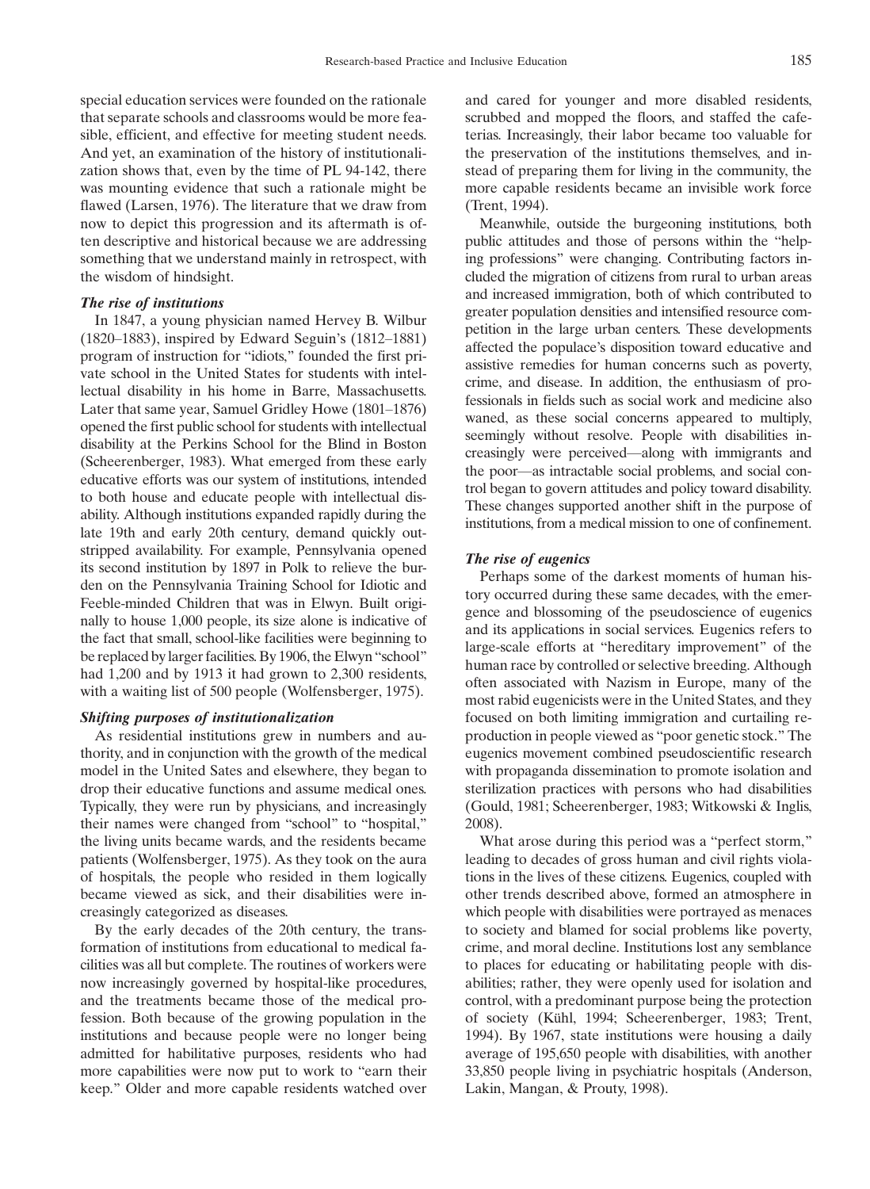special education services were founded on the rationale that separate schools and classrooms would be more feasible, efficient, and effective for meeting student needs. And yet, an examination of the history of institutionalization shows that, even by the time of PL 94-142, there was mounting evidence that such a rationale might be flawed (Larsen, 1976). The literature that we draw from now to depict this progression and its aftermath is often descriptive and historical because we are addressing something that we understand mainly in retrospect, with the wisdom of hindsight.

### *The rise of institutions*

In 1847, a young physician named Hervey B. Wilbur (1820–1883), inspired by Edward Seguin's (1812–1881) program of instruction for "idiots," founded the first private school in the United States for students with intellectual disability in his home in Barre, Massachusetts. Later that same year, Samuel Gridley Howe (1801–1876) opened the first public school for students with intellectual disability at the Perkins School for the Blind in Boston (Scheerenberger, 1983). What emerged from these early educative efforts was our system of institutions, intended to both house and educate people with intellectual disability. Although institutions expanded rapidly during the late 19th and early 20th century, demand quickly outstripped availability. For example, Pennsylvania opened its second institution by 1897 in Polk to relieve the burden on the Pennsylvania Training School for Idiotic and Feeble-minded Children that was in Elwyn. Built originally to house 1,000 people, its size alone is indicative of the fact that small, school-like facilities were beginning to be replaced by larger facilities. By 1906, the Elwyn "school" had 1,200 and by 1913 it had grown to 2,300 residents, with a waiting list of 500 people (Wolfensberger, 1975).

### *Shifting purposes of institutionalization*

As residential institutions grew in numbers and authority, and in conjunction with the growth of the medical model in the United Sates and elsewhere, they began to drop their educative functions and assume medical ones. Typically, they were run by physicians, and increasingly their names were changed from "school" to "hospital," the living units became wards, and the residents became patients (Wolfensberger, 1975). As they took on the aura of hospitals, the people who resided in them logically became viewed as sick, and their disabilities were increasingly categorized as diseases.

By the early decades of the 20th century, the transformation of institutions from educational to medical facilities was all but complete. The routines of workers were now increasingly governed by hospital-like procedures, and the treatments became those of the medical profession. Both because of the growing population in the institutions and because people were no longer being admitted for habilitative purposes, residents who had more capabilities were now put to work to "earn their keep." Older and more capable residents watched over and cared for younger and more disabled residents, scrubbed and mopped the floors, and staffed the cafeterias. Increasingly, their labor became too valuable for the preservation of the institutions themselves, and instead of preparing them for living in the community, the more capable residents became an invisible work force (Trent, 1994).

Meanwhile, outside the burgeoning institutions, both public attitudes and those of persons within the "helping professions" were changing. Contributing factors included the migration of citizens from rural to urban areas and increased immigration, both of which contributed to greater population densities and intensified resource competition in the large urban centers. These developments affected the populace's disposition toward educative and assistive remedies for human concerns such as poverty, crime, and disease. In addition, the enthusiasm of professionals in fields such as social work and medicine also waned, as these social concerns appeared to multiply, seemingly without resolve. People with disabilities increasingly were perceived—along with immigrants and the poor—as intractable social problems, and social control began to govern attitudes and policy toward disability. These changes supported another shift in the purpose of institutions, from a medical mission to one of confinement.

### *The rise of eugenics*

Perhaps some of the darkest moments of human history occurred during these same decades, with the emergence and blossoming of the pseudoscience of eugenics and its applications in social services. Eugenics refers to large-scale efforts at "hereditary improvement" of the human race by controlled or selective breeding. Although often associated with Nazism in Europe, many of the most rabid eugenicists were in the United States, and they focused on both limiting immigration and curtailing reproduction in people viewed as "poor genetic stock." The eugenics movement combined pseudoscientific research with propaganda dissemination to promote isolation and sterilization practices with persons who had disabilities (Gould, 1981; Scheerenberger, 1983; Witkowski & Inglis, 2008).

What arose during this period was a "perfect storm," leading to decades of gross human and civil rights violations in the lives of these citizens. Eugenics, coupled with other trends described above, formed an atmosphere in which people with disabilities were portrayed as menaces to society and blamed for social problems like poverty, crime, and moral decline. Institutions lost any semblance to places for educating or habilitating people with disabilities; rather, they were openly used for isolation and control, with a predominant purpose being the protection of society (Kühl, 1994; Scheerenberger, 1983; Trent, 1994). By 1967, state institutions were housing a daily average of 195,650 people with disabilities, with another 33,850 people living in psychiatric hospitals (Anderson, Lakin, Mangan, & Prouty, 1998).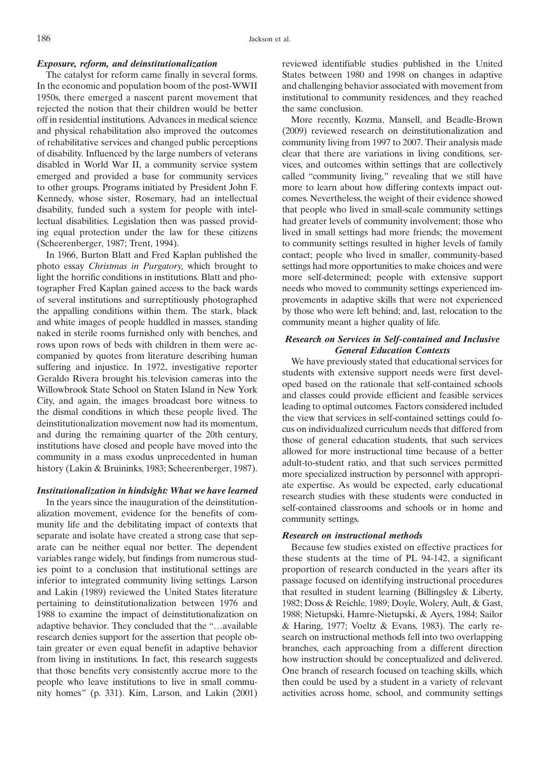### *Exposure, reform, and deinstitutionalization*

The catalyst for reform came finally in several forms. In the economic and population boom of the post-WWII 1950s, there emerged a nascent parent movement that rejected the notion that their children would be better off in residential institutions. Advances in medical science and physical rehabilitation also improved the outcomes of rehabilitative services and changed public perceptions of disability. Influenced by the large numbers of veterans disabled in World War II, a community service system emerged and provided a base for community services to other groups. Programs initiated by President John F. Kennedy, whose sister, Rosemary, had an intellectual disability, funded such a system for people with intellectual disabilities. Legislation then was passed providing equal protection under the law for these citizens (Scheerenberger, 1987; Trent, 1994).

In 1966, Burton Blatt and Fred Kaplan published the photo essay *Christmas in Purgatory*, which brought to light the horrific conditions in institutions. Blatt and photographer Fred Kaplan gained access to the back wards of several institutions and surreptitiously photographed the appalling conditions within them. The stark, black and white images of people huddled in masses, standing naked in sterile rooms furnished only with benches, and rows upon rows of beds with children in them were accompanied by quotes from literature describing human suffering and injustice. In 1972, investigative reporter Geraldo Rivera brought his television cameras into the Willowbrook State School on Staten Island in New York City, and again, the images broadcast bore witness to the dismal conditions in which these people lived. The deinstitutionalization movement now had its momentum, and during the remaining quarter of the 20th century, institutions have closed and people have moved into the community in a mass exodus unprecedented in human history (Lakin & Bruininks, 1983; Scheerenberger, 1987).

### *Institutionalization in hindsight: What we have learned*

In the years since the inauguration of the deinstitutionalization movement, evidence for the benefits of community life and the debilitating impact of contexts that separate and isolate have created a strong case that separate can be neither equal nor better. The dependent variables range widely, but findings from numerous studies point to a conclusion that institutional settings are inferior to integrated community living settings. Larson and Lakin (1989) reviewed the United States literature pertaining to deinstitutionalization between 1976 and 1988 to examine the impact of deinstitutionalization on adaptive behavior. They concluded that the "…available research denies support for the assertion that people obtain greater or even equal benefit in adaptive behavior from living in institutions. In fact, this research suggests that those benefits very consistently accrue more to the people who leave institutions to live in small community homes" (p. 331). Kim, Larson, and Lakin (2001) reviewed identifiable studies published in the United States between 1980 and 1998 on changes in adaptive and challenging behavior associated with movement from institutional to community residences, and they reached the same conclusion.

More recently, Kozma, Mansell, and Beadle-Brown (2009) reviewed research on deinstitutionalization and community living from 1997 to 2007. Their analysis made clear that there are variations in living conditions, services, and outcomes within settings that are collectively called "community living," revealing that we still have more to learn about how differing contexts impact outcomes. Nevertheless, the weight of their evidence showed that people who lived in small-scale community settings had greater levels of community involvement; those who lived in small settings had more friends; the movement to community settings resulted in higher levels of family contact; people who lived in smaller, community-based settings had more opportunities to make choices and were more self-determined; people with extensive support needs who moved to community settings experienced improvements in adaptive skills that were not experienced by those who were left behind; and, last, relocation to the community meant a higher quality of life.

## *Research on Services in Self-contained and Inclusive General Education Contexts*

We have previously stated that educational services for students with extensive support needs were first developed based on the rationale that self-contained schools and classes could provide efficient and feasible services leading to optimal outcomes. Factors considered included the view that services in self-contained settings could focus on individualized curriculum needs that differed from those of general education students, that such services allowed for more instructional time because of a better adult-to-student ratio, and that such services permitted more specialized instruction by personnel with appropriate expertise. As would be expected, early educational research studies with these students were conducted in self-contained classrooms and schools or in home and community settings.

### *Research on instructional methods*

Because few studies existed on effective practices for these students at the time of PL 94-142, a significant proportion of research conducted in the years after its passage focused on identifying instructional procedures that resulted in student learning (Billingsley & Liberty, 1982; Doss & Reichle, 1989; Doyle, Wolery, Ault, & Gast, 1988; Nietupski, Hamre-Nietupski, & Ayers, 1984; Sailor & Haring, 1977; Voeltz & Evans, 1983). The early research on instructional methods fell into two overlapping branches, each approaching from a different direction how instruction should be conceptualized and delivered. One branch of research focused on teaching skills, which then could be used by a student in a variety of relevant activities across home, school, and community settings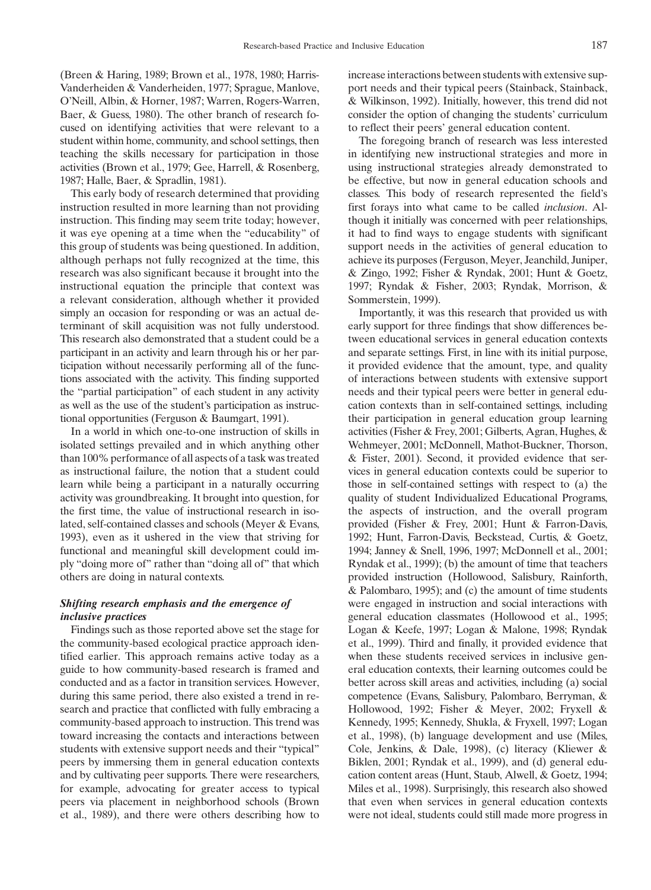(Breen & Haring, 1989; Brown et al., 1978, 1980; Harris-Vanderheiden & Vanderheiden, 1977; Sprague, Manlove, O'Neill, Albin, & Horner, 1987; Warren, Rogers-Warren, Baer, & Guess, 1980). The other branch of research focused on identifying activities that were relevant to a student within home, community, and school settings, then teaching the skills necessary for participation in those activities (Brown et al., 1979; Gee, Harrell, & Rosenberg, 1987; Halle, Baer, & Spradlin, 1981).

This early body of research determined that providing instruction resulted in more learning than not providing instruction. This finding may seem trite today; however, it was eye opening at a time when the "educability" of this group of students was being questioned. In addition, although perhaps not fully recognized at the time, this research was also significant because it brought into the instructional equation the principle that context was a relevant consideration, although whether it provided simply an occasion for responding or was an actual determinant of skill acquisition was not fully understood. This research also demonstrated that a student could be a participant in an activity and learn through his or her participation without necessarily performing all of the functions associated with the activity. This finding supported the "partial participation" of each student in any activity as well as the use of the student's participation as instructional opportunities (Ferguson & Baumgart, 1991).

In a world in which one-to-one instruction of skills in isolated settings prevailed and in which anything other than 100% performance of all aspects of a task was treated as instructional failure, the notion that a student could learn while being a participant in a naturally occurring activity was groundbreaking. It brought into question, for the first time, the value of instructional research in isolated, self-contained classes and schools (Meyer & Evans, 1993), even as it ushered in the view that striving for functional and meaningful skill development could imply "doing more of" rather than "doing all of" that which others are doing in natural contexts.

### *Shifting research emphasis and the emergence of inclusive practices*

Findings such as those reported above set the stage for the community-based ecological practice approach identified earlier. This approach remains active today as a guide to how community-based research is framed and conducted and as a factor in transition services. However, during this same period, there also existed a trend in research and practice that conflicted with fully embracing a community-based approach to instruction. This trend was toward increasing the contacts and interactions between students with extensive support needs and their "typical" peers by immersing them in general education contexts and by cultivating peer supports. There were researchers, for example, advocating for greater access to typical peers via placement in neighborhood schools (Brown et al., 1989), and there were others describing how to increase interactions between students with extensive support needs and their typical peers (Stainback, Stainback, & Wilkinson, 1992). Initially, however, this trend did not consider the option of changing the students' curriculum to reflect their peers' general education content.

The foregoing branch of research was less interested in identifying new instructional strategies and more in using instructional strategies already demonstrated to be effective, but now in general education schools and classes. This body of research represented the field's first forays into what came to be called *inclusion*. Although it initially was concerned with peer relationships, it had to find ways to engage students with significant support needs in the activities of general education to achieve its purposes (Ferguson, Meyer, Jeanchild, Juniper, & Zingo, 1992; Fisher & Ryndak, 2001; Hunt & Goetz, 1997; Ryndak & Fisher, 2003; Ryndak, Morrison, & Sommerstein, 1999).

Importantly, it was this research that provided us with early support for three findings that show differences between educational services in general education contexts and separate settings. First, in line with its initial purpose, it provided evidence that the amount, type, and quality of interactions between students with extensive support needs and their typical peers were better in general education contexts than in self-contained settings, including their participation in general education group learning activities (Fisher & Frey, 2001; Gilberts, Agran, Hughes, & Wehmeyer, 2001; McDonnell, Mathot-Buckner, Thorson, & Fister, 2001). Second, it provided evidence that services in general education contexts could be superior to those in self-contained settings with respect to (a) the quality of student Individualized Educational Programs, the aspects of instruction, and the overall program provided (Fisher & Frey, 2001; Hunt & Farron-Davis, 1992; Hunt, Farron-Davis, Beckstead, Curtis, & Goetz, 1994; Janney & Snell, 1996, 1997; McDonnell et al., 2001; Ryndak et al., 1999); (b) the amount of time that teachers provided instruction (Hollowood, Salisbury, Rainforth, & Palombaro, 1995); and (c) the amount of time students were engaged in instruction and social interactions with general education classmates (Hollowood et al., 1995; Logan & Keefe, 1997; Logan & Malone, 1998; Ryndak et al., 1999). Third and finally, it provided evidence that when these students received services in inclusive general education contexts, their learning outcomes could be better across skill areas and activities, including (a) social competence (Evans, Salisbury, Palombaro, Berryman, & Hollowood, 1992; Fisher & Meyer, 2002; Fryxell & Kennedy, 1995; Kennedy, Shukla, & Fryxell, 1997; Logan et al., 1998), (b) language development and use (Miles, Cole, Jenkins, & Dale, 1998), (c) literacy (Kliewer & Biklen, 2001; Ryndak et al., 1999), and (d) general education content areas (Hunt, Staub, Alwell, & Goetz, 1994; Miles et al., 1998). Surprisingly, this research also showed that even when services in general education contexts were not ideal, students could still made more progress in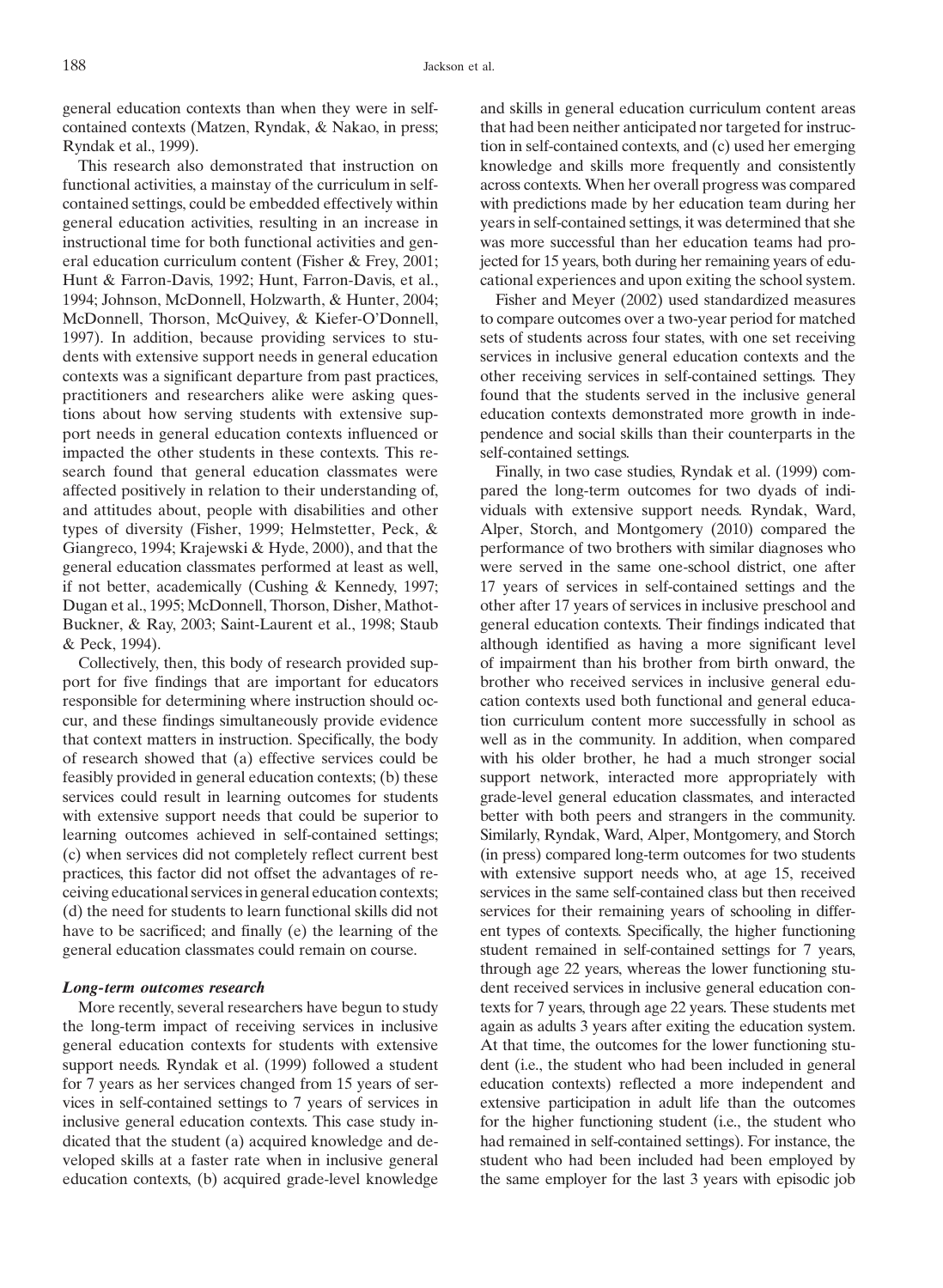general education contexts than when they were in self-contained contexts (Matzen, Ryndak, & Nakao, in press; Ryndak et al., 1999).

This research also demonstrated that instruction on functional activities, a mainstay of the curriculum in self-contained settings, could be embedded effectively within general education activities, resulting in an increase in instructional time for both functional activities and general education curriculum content (Fisher & Frey, 2001; Hunt & Farron-Davis, 1992; Hunt, Farron-Davis, et al., 1994; Johnson, McDonnell, Holzwarth, & Hunter, 2004; McDonnell, Thorson, McQuivey, & Kiefer-O'Donnell, 1997). In addition, because providing services to students with extensive support needs in general education contexts was a significant departure from past practices, practitioners and researchers alike were asking questions about how serving students with extensive support needs in general education contexts influenced or impacted the other students in these contexts. This research found that general education classmates were affected positively in relation to their understanding of, and attitudes about, people with disabilities and other types of diversity (Fisher, 1999; Helmstetter, Peck, & Giangreco, 1994; Krajewski & Hyde, 2000), and that the general education classmates performed at least as well, if not better, academically (Cushing & Kennedy, 1997; Dugan et al., 1995; McDonnell, Thorson, Disher, Mathot-Buckner, & Ray, 2003; Saint-Laurent et al., 1998; Staub & Peck, 1994).

Collectively, then, this body of research provided support for five findings that are important for educators responsible for determining where instruction should occur, and these findings simultaneously provide evidence that context matters in instruction. Specifically, the body of research showed that (a) effective services could be feasibly provided in general education contexts; (b) these services could result in learning outcomes for students with extensive support needs that could be superior to learning outcomes achieved in self-contained settings; (c) when services did not completely reflect current best practices, this factor did not offset the advantages of receiving educational services in general education contexts; (d) the need for students to learn functional skills did not have to be sacrificed; and finally (e) the learning of the general education classmates could remain on course.

### *Long-term outcomes research*

More recently, several researchers have begun to study the long-term impact of receiving services in inclusive general education contexts for students with extensive support needs. Ryndak et al. (1999) followed a student for 7 years as her services changed from 15 years of services in self-contained settings to 7 years of services in inclusive general education contexts. This case study indicated that the student (a) acquired knowledge and developed skills at a faster rate when in inclusive general education contexts, (b) acquired grade-level knowledge and skills in general education curriculum content areas that had been neither anticipated nor targeted for instruction in self-contained contexts, and (c) used her emerging knowledge and skills more frequently and consistently across contexts. When her overall progress was compared with predictions made by her education team during her years in self-contained settings, it was determined that she was more successful than her education teams had projected for 15 years, both during her remaining years of educational experiences and upon exiting the school system.

Fisher and Meyer (2002) used standardized measures to compare outcomes over a two-year period for matched sets of students across four states, with one set receiving services in inclusive general education contexts and the other receiving services in self-contained settings. They found that the students served in the inclusive general education contexts demonstrated more growth in independence and social skills than their counterparts in the self-contained settings.

Finally, in two case studies, Ryndak et al. (1999) compared the long-term outcomes for two dyads of individuals with extensive support needs. Ryndak, Ward, Alper, Storch, and Montgomery (2010) compared the performance of two brothers with similar diagnoses who were served in the same one-school district, one after 17 years of services in self-contained settings and the other after 17 years of services in inclusive preschool and general education contexts. Their findings indicated that although identified as having a more significant level of impairment than his brother from birth onward, the brother who received services in inclusive general education contexts used both functional and general education curriculum content more successfully in school as well as in the community. In addition, when compared with his older brother, he had a much stronger social support network, interacted more appropriately with grade-level general education classmates, and interacted better with both peers and strangers in the community. Similarly, Ryndak, Ward, Alper, Montgomery, and Storch (in press) compared long-term outcomes for two students with extensive support needs who, at age 15, received services in the same self-contained class but then received services for their remaining years of schooling in different types of contexts. Specifically, the higher functioning student remained in self-contained settings for 7 years, through age 22 years, whereas the lower functioning student received services in inclusive general education contexts for 7 years, through age 22 years. These students met again as adults 3 years after exiting the education system. At that time, the outcomes for the lower functioning student (i.e., the student who had been included in general education contexts) reflected a more independent and extensive participation in adult life than the outcomes for the higher functioning student (i.e., the student who had remained in self-contained settings). For instance, the student who had been included had been employed by the same employer for the last 3 years with episodic job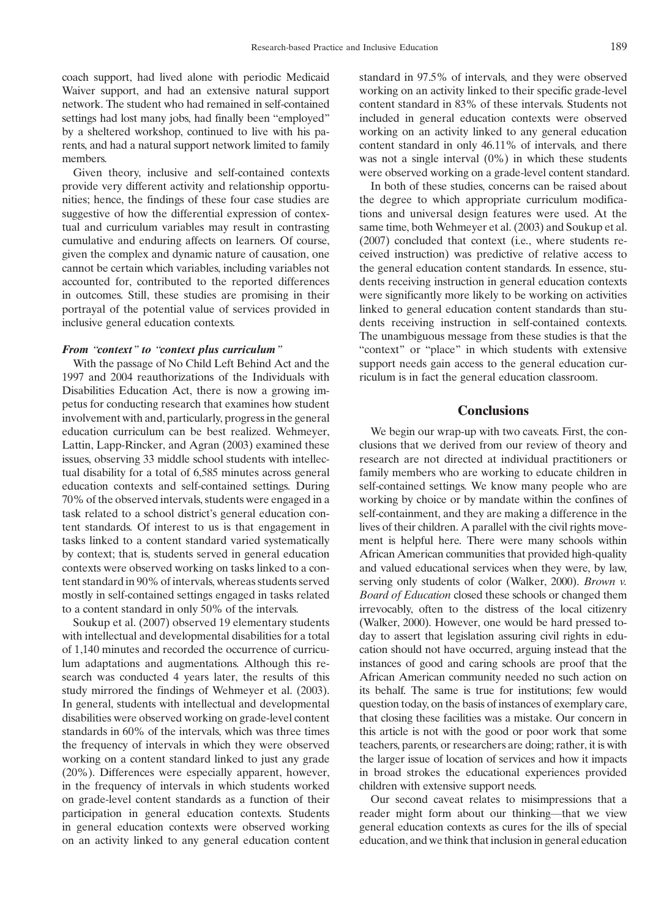coach support, had lived alone with periodic Medicaid Waiver support, and had an extensive natural support network. The student who had remained in self-contained settings had lost many jobs, had finally been "employed" by a sheltered workshop, continued to live with his parents, and had a natural support network limited to family members.

Given theory, inclusive and self-contained contexts provide very different activity and relationship opportunities; hence, the findings of these four case studies are suggestive of how the differential expression of contextual and curriculum variables may result in contrasting cumulative and enduring affects on learners. Of course, given the complex and dynamic nature of causation, one cannot be certain which variables, including variables not accounted for, contributed to the reported differences in outcomes. Still, these studies are promising in their portrayal of the potential value of services provided in inclusive general education contexts.

***From "context" to "context plus curriculum"***

With the passage of No Child Left Behind Act and the 1997 and 2004 reauthorizations of the Individuals with Disabilities Education Act, there is now a growing impetus for conducting research that examines how student involvement with and, particularly, progress in the general education curriculum can be best realized. Wehmeyer, Lattin, Lapp-Rincker, and Agran (2003) examined these issues, observing 33 middle school students with intellectual disability for a total of 6,585 minutes across general education contexts and self-contained settings. During 70% of the observed intervals, students were engaged in a task related to a school district's general education content standards. Of interest to us is that engagement in tasks linked to a content standard varied systematically by context; that is, students served in general education contexts were observed working on tasks linked to a content standard in 90% of intervals, whereas students served mostly in self-contained settings engaged in tasks related to a content standard in only 50% of the intervals.

Soukup et al. (2007) observed 19 elementary students with intellectual and developmental disabilities for a total of 1,140 minutes and recorded the occurrence of curriculum adaptations and augmentations. Although this research was conducted 4 years later, the results of this study mirrored the findings of Wehmeyer et al. (2003). In general, students with intellectual and developmental disabilities were observed working on grade-level content standards in 60% of the intervals, which was three times the frequency of intervals in which they were observed working on a content standard linked to just any grade (20%). Differences were especially apparent, however, in the frequency of intervals in which students worked on grade-level content standards as a function of their participation in general education contexts. Students in general education contexts were observed working on an activity linked to any general education content standard in 97.5% of intervals, and they were observed working on an activity linked to their specific grade-level content standard in 83% of these intervals. Students not included in general education contexts were observed working on an activity linked to any general education content standard in only 46.11% of intervals, and there was not a single interval (0%) in which these students were observed working on a grade-level content standard.

In both of these studies, concerns can be raised about the degree to which appropriate curriculum modifications and universal design features were used. At the same time, both Wehmeyer et al. (2003) and Soukup et al. (2007) concluded that context (i.e., where students received instruction) was predictive of relative access to the general education content standards. In essence, students receiving instruction in general education contexts were significantly more likely to be working on activities linked to general education content standards than students receiving instruction in self-contained contexts. The unambiguous message from these studies is that the "context" or "place" in which students with extensive support needs gain access to the general education curriculum is in fact the general education classroom.

## Conclusions

We begin our wrap-up with two caveats. First, the conclusions that we derived from our review of theory and research are not directed at individual practitioners or family members who are working to educate children in self-contained settings. We know many people who are working by choice or by mandate within the confines of self-containment, and they are making a difference in the lives of their children. A parallel with the civil rights movement is helpful here. There were many schools within African American communities that provided high-quality and valued educational services when they were, by law, serving only students of color (Walker, 2000). *Brown v. Board of Education* closed these schools or changed them irrevocably, often to the distress of the local citizenry (Walker, 2000). However, one would be hard pressed today to assert that legislation assuring civil rights in education should not have occurred, arguing instead that the instances of good and caring schools are proof that the African American community needed no such action on its behalf. The same is true for institutions; few would question today, on the basis of instances of exemplary care, that closing these facilities was a mistake. Our concern in this article is not with the good or poor work that some teachers, parents, or researchers are doing; rather, it is with the larger issue of location of services and how it impacts in broad strokes the educational experiences provided children with extensive support needs.

Our second caveat relates to misimpressions that a reader might form about our thinking—that we view general education contexts as cures for the ills of special education, and we think that inclusion in general education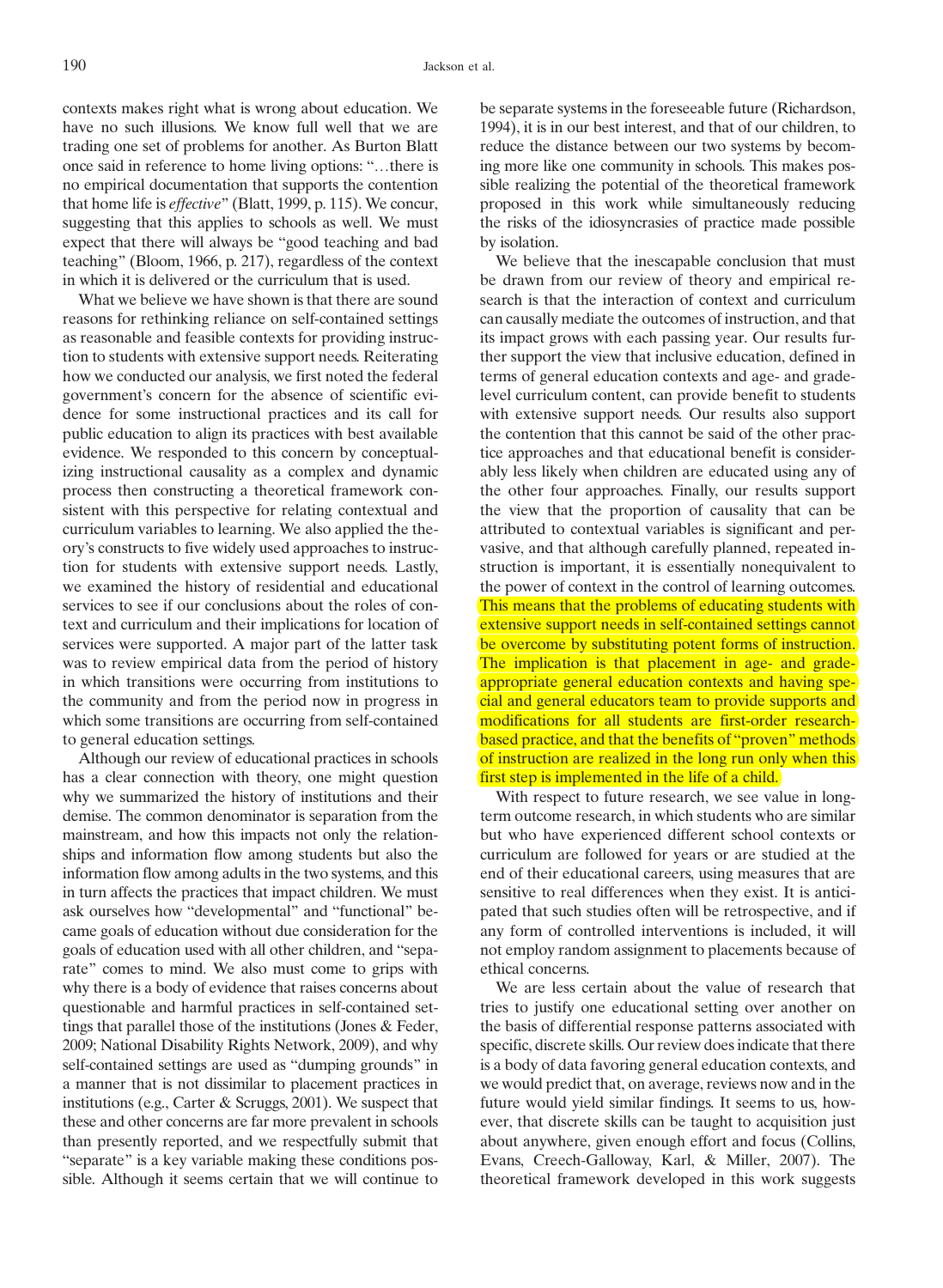contexts makes right what is wrong about education. We have no such illusions. We know full well that we are trading one set of problems for another. As Burton Blatt once said in reference to home living options: "…there is no empirical documentation that supports the contention that home life is *effective*" (Blatt, 1999, p. 115). We concur, suggesting that this applies to schools as well. We must expect that there will always be "good teaching and bad teaching" (Bloom, 1966, p. 217), regardless of the context in which it is delivered or the curriculum that is used.

What we believe we have shown is that there are sound reasons for rethinking reliance on self-contained settings as reasonable and feasible contexts for providing instruction to students with extensive support needs. Reiterating how we conducted our analysis, we first noted the federal government's concern for the absence of scientific evidence for some instructional practices and its call for public education to align its practices with best available evidence. We responded to this concern by conceptualizing instructional causality as a complex and dynamic process then constructing a theoretical framework consistent with this perspective for relating contextual and curriculum variables to learning. We also applied the theory's constructs to five widely used approaches to instruction for students with extensive support needs. Lastly, we examined the history of residential and educational services to see if our conclusions about the roles of context and curriculum and their implications for location of services were supported. A major part of the latter task was to review empirical data from the period of history in which transitions were occurring from institutions to the community and from the period now in progress in which some transitions are occurring from self-contained to general education settings.

Although our review of educational practices in schools has a clear connection with theory, one might question why we summarized the history of institutions and their demise. The common denominator is separation from the mainstream, and how this impacts not only the relationships and information flow among students but also the information flow among adults in the two systems, and this in turn affects the practices that impact children. We must ask ourselves how "developmental" and "functional" became goals of education without due consideration for the goals of education used with all other children, and "separate" comes to mind. We also must come to grips with why there is a body of evidence that raises concerns about questionable and harmful practices in self-contained settings that parallel those of the institutions (Jones & Feder, 2009; National Disability Rights Network, 2009), and why self-contained settings are used as "dumping grounds" in a manner that is not dissimilar to placement practices in institutions (e.g., Carter & Scruggs, 2001). We suspect that these and other concerns are far more prevalent in schools than presently reported, and we respectfully submit that "separate" is a key variable making these conditions possible. Although it seems certain that we will continue to be separate systems in the foreseeable future (Richardson, 1994), it is in our best interest, and that of our children, to reduce the distance between our two systems by becoming more like one community in schools. This makes possible realizing the potential of the theoretical framework proposed in this work while simultaneously reducing the risks of the idiosyncrasies of practice made possible by isolation.

We believe that the inescapable conclusion that must be drawn from our review of theory and empirical research is that the interaction of context and curriculum can causally mediate the outcomes of instruction, and that its impact grows with each passing year. Our results further support the view that inclusive education, defined in terms of general education contexts and age- and grade-level curriculum content, can provide benefit to students with extensive support needs. Our results also support the contention that this cannot be said of the other practice approaches and that educational benefit is considerably less likely when children are educated using any of the other four approaches. Finally, our results support the view that the proportion of causality that can be attributed to contextual variables is significant and pervasive, and that although carefully planned, repeated instruction is important, it is essentially nonequivalent to the power of context in the control of learning outcomes. This means that the problems of educating students with extensive support needs in self-contained settings cannot be overcome by substituting potent forms of instruction. The implication is that placement in age- and grade-appropriate general education contexts and having special and general educators team to provide supports and modifications for all students are first-order research-based practice, and that the benefits of "proven" methods of instruction are realized in the long run only when this first step is implemented in the life of a child.

With respect to future research, we see value in long-term outcome research, in which students who are similar but who have experienced different school contexts or curriculum are followed for years or are studied at the end of their educational careers, using measures that are sensitive to real differences when they exist. It is anticipated that such studies often will be retrospective, and if any form of controlled interventions is included, it will not employ random assignment to placements because of ethical concerns.

We are less certain about the value of research that tries to justify one educational setting over another on the basis of differential response patterns associated with specific, discrete skills. Our review does indicate that there is a body of data favoring general education contexts, and we would predict that, on average, reviews now and in the future would yield similar findings. It seems to us, however, that discrete skills can be taught to acquisition just about anywhere, given enough effort and focus (Collins, Evans, Creech-Galloway, Karl, & Miller, 2007). The theoretical framework developed in this work suggests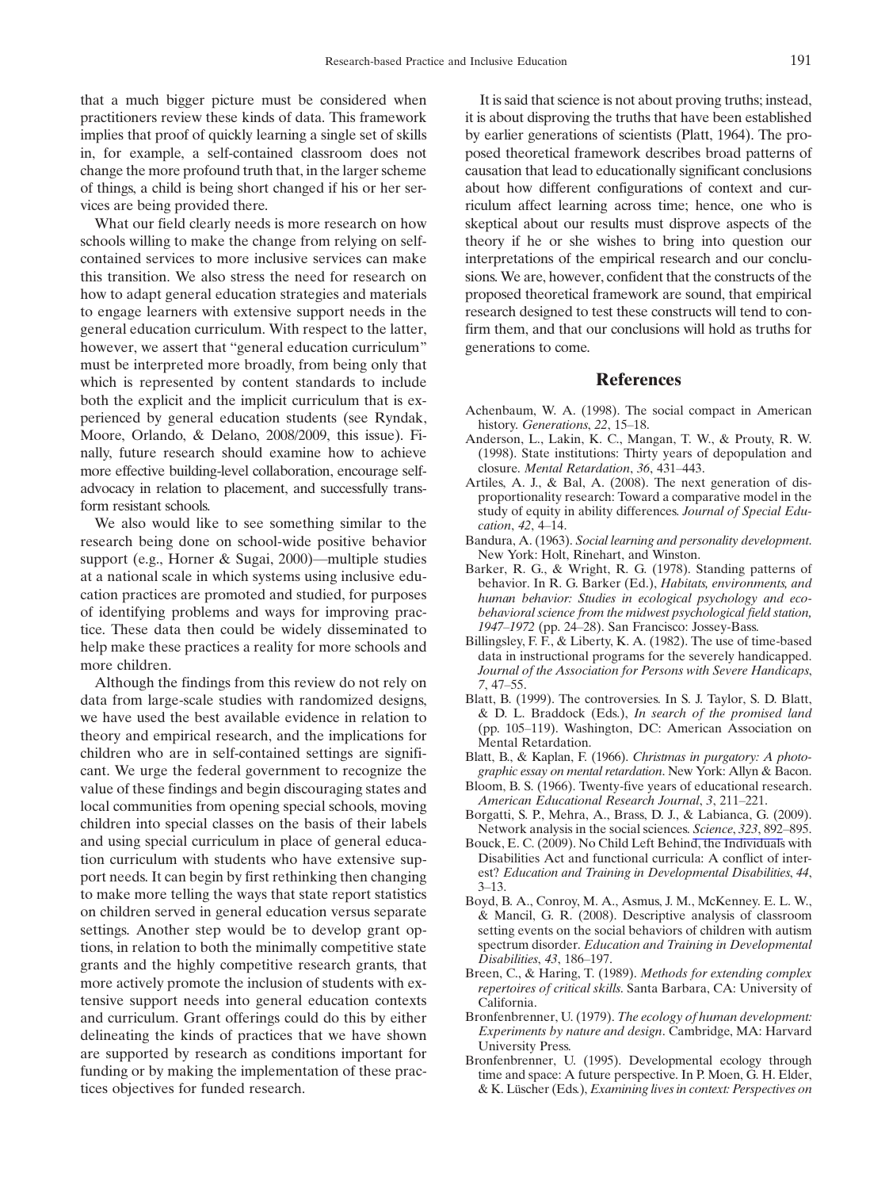that a much bigger picture must be considered when practitioners review these kinds of data. This framework implies that proof of quickly learning a single set of skills in, for example, a self-contained classroom does not change the more profound truth that, in the larger scheme of things, a child is being short changed if his or her services are being provided there.

What our field clearly needs is more research on how schools willing to make the change from relying on self-contained services to more inclusive services can make this transition. We also stress the need for research on how to adapt general education strategies and materials to engage learners with extensive support needs in the general education curriculum. With respect to the latter, however, we assert that "general education curriculum" must be interpreted more broadly, from being only that which is represented by content standards to include both the explicit and the implicit curriculum that is experienced by general education students (see Ryndak, Moore, Orlando, & Delano, 2008/2009, this issue). Finally, future research should examine how to achieve more effective building-level collaboration, encourage self-advocacy in relation to placement, and successfully transform resistant schools.

We also would like to see something similar to the research being done on school-wide positive behavior support (e.g., Horner & Sugai, 2000)—multiple studies at a national scale in which systems using inclusive education practices are promoted and studied, for purposes of identifying problems and ways for improving practice. These data then could be widely disseminated to help make these practices a reality for more schools and more children.

Although the findings from this review do not rely on data from large-scale studies with randomized designs, we have used the best available evidence in relation to theory and empirical research, and the implications for children who are in self-contained settings are significant. We urge the federal government to recognize the value of these findings and begin discouraging states and local communities from opening special schools, moving children into special classes on the basis of their labels and using special curriculum in place of general education curriculum with students who have extensive support needs. It can begin by first rethinking then changing to make more telling the ways that state report statistics on children served in general education versus separate settings. Another step would be to develop grant options, in relation to both the minimally competitive state grants and the highly competitive research grants, that more actively promote the inclusion of students with extensive support needs into general education contexts and curriculum. Grant offerings could do this by either delineating the kinds of practices that we have shown are supported by research as conditions important for funding or by making the implementation of these practices objectives for funded research.

It is said that science is not about proving truths; instead, it is about disproving the truths that have been established by earlier generations of scientists (Platt, 1964). The proposed theoretical framework describes broad patterns of causation that lead to educationally significant conclusions about how different configurations of context and curriculum affect learning across time; hence, one who is skeptical about our results must disprove aspects of the theory if he or she wishes to bring into question our interpretations of the empirical research and our conclusions. We are, however, confident that the constructs of the proposed theoretical framework are sound, that empirical research designed to test these constructs will tend to confirm them, and that our conclusions will hold as truths for generations to come.

## References

Achenbaum, W. A. (1998). The social compact in American history. *Generations*, *22*, 15–18.

Anderson, L., Lakin, K. C., Mangan, T. W., & Prouty, R. W. (1998). State institutions: Thirty years of depopulation and closure. *Mental Retardation*, *36*, 431–443.

Artiles, A. J., & Bal, A. (2008). The next generation of disproportionality research: Toward a comparative model in the study of equity in ability differences. *Journal of Special Education*, *42*, 4–14.

Bandura, A. (1963). *Social learning and personality development*. New York: Holt, Rinehart, and Winston.

Barker, R. G., & Wright, R. G. (1978). Standing patterns of behavior. In R. G. Barker (Ed.), *Habitats, environments, and human behavior: Studies in ecological psychology and eco-behavioral science from the midwest psychological field station, 1947–1972* (pp. 24–28). San Francisco: Jossey-Bass.

Billingsley, F. F., & Liberty, K. A. (1982). The use of time-based data in instructional programs for the severely handicapped. *Journal of the Association for Persons with Severe Handicaps*, *7*, 47–55.

Blatt, B. (1999). The controversies. In S. J. Taylor, S. D. Blatt, & D. L. Braddock (Eds.), *In search of the promised land* (pp. 105–119). Washington, DC: American Association on Mental Retardation.

Blatt, B., & Kaplan, F. (1966). *Christmas in purgatory: A photographic essay on mental retardation*. New York: Allyn & Bacon.

Bloom, B. S. (1966). Twenty-five years of educational research. *American Educational Research Journal*, *3*, 211–221.

Borgatti, S. P., Mehra, A., Brass, D. J., & Labianca, G. (2009). Network analysis in the social sciences. *Science*, *323*, 892–895.

Bouck, E. C. (2009). No Child Left Behind, the Individuals with Disabilities Act and functional curricula: A conflict of interest? *Education and Training in Developmental Disabilities*, *44*, 3–13.

Boyd, B. A., Conroy, M. A., Asmus, J. M., McKenney. E. L. W., & Mancil, G. R. (2008). Descriptive analysis of classroom setting events on the social behaviors of children with autism spectrum disorder. *Education and Training in Developmental Disabilities*, *43*, 186–197.

Breen, C., & Haring, T. (1989). *Methods for extending complex repertoires of critical skills*. Santa Barbara, CA: University of California.

Bronfenbrenner, U. (1979). *The ecology of human development: Experiments by nature and design*. Cambridge, MA: Harvard University Press.

Bronfenbrenner, U. (1995). Developmental ecology through time and space: A future perspective. In P. Moen, G. H. Elder, & K. Lüscher (Eds.), *Examining lives in context: Perspectives on*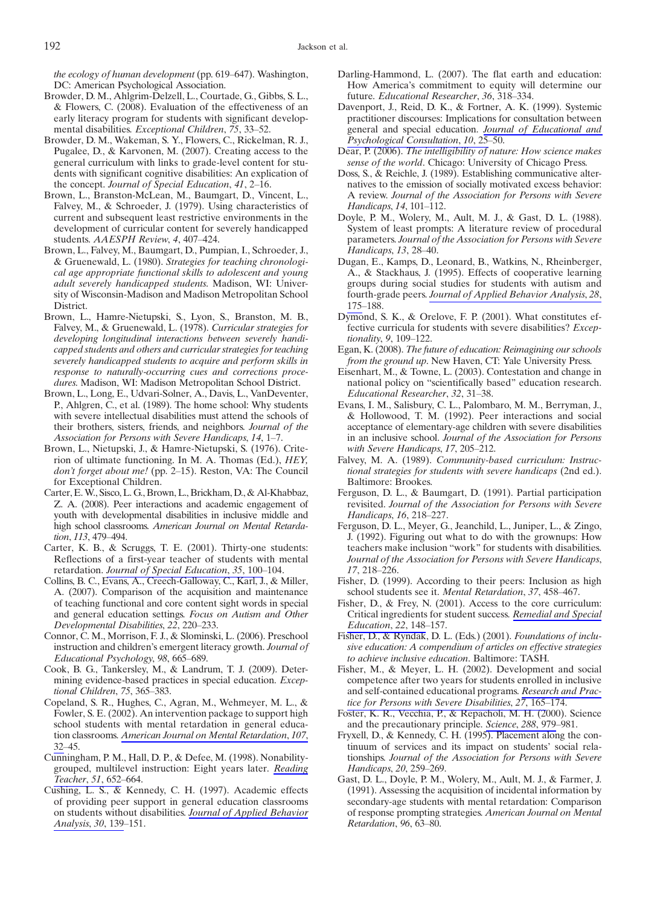*the ecology of human development* (pp. 619–647). Washington, DC: American Psychological Association.

Browder, D. M., Ahlgrim-Delzell, L., Courtade, G., Gibbs, S. L., & Flowers, C. (2008). Evaluation of the effectiveness of an early literacy program for students with significant developmental disabilities. *Exceptional Children*, *75*, 33–52.

Browder, D. M., Wakeman, S. Y., Flowers, C., Rickelman, R. J., Pugalee, D., & Karvonen, M. (2007). Creating access to the general curriculum with links to grade-level content for students with significant cognitive disabilities: An explication of the concept. *Journal of Special Education*, *41*, 2–16.

Brown, L., Branston-McLean, M., Baumgart, D., Vincent, L., Falvey, M., & Schroeder, J. (1979). Using characteristics of current and subsequent least restrictive environments in the development of curricular content for severely handicapped students. *AAESPH Review*, *4*, 407–424.

Brown, L., Falvey, M., Baumgart, D., Pumpian, I., Schroeder, J., & Gruenewald, L. (1980). *Strategies for teaching chronological age appropriate functional skills to adolescent and young adult severely handicapped students*. Madison, WI: University of Wisconsin-Madison and Madison Metropolitan School District.

Brown, L., Hamre-Nietupski, S., Lyon, S., Branston, M. B., Falvey, M., & Gruenewald, L. (1978). *Curricular strategies for developing longitudinal interactions between severely handicapped students and others and curricular strategies for teaching severely handicapped students to acquire and perform skills in response to naturally-occurring cues and corrections procedures*. Madison, WI: Madison Metropolitan School District.

Brown, L., Long, E., Udvari-Solner, A., Davis, L., VanDeventer, P., Ahlgren, C., et al. (1989). The home school: Why students with severe intellectual disabilities must attend the schools of their brothers, sisters, friends, and neighbors. *Journal of the Association for Persons with Severe Handicaps*, *14*, 1–7.

Brown, L., Nietupski, J., & Hamre-Nietupski, S. (1976). Criterion of ultimate functioning. In M. A. Thomas (Ed.), *HEY, don't forget about me!* (pp. 2–15). Reston, VA: The Council for Exceptional Children.

Carter, E. W., Sisco, L. G., Brown, L., Brickham, D., & Al-Khabbaz, Z. A. (2008). Peer interactions and academic engagement of youth with developmental disabilities in inclusive middle and high school classrooms. *American Journal on Mental Retardation*, *113*, 479–494.

Carter, K. B., & Scruggs, T. E. (2001). Thirty-one students: Reflections of a first-year teacher of students with mental retardation. *Journal of Special Education*, *35*, 100–104.

Collins, B. C., Evans, A., Creech-Galloway, C., Karl, J., & Miller, A. (2007). Comparison of the acquisition and maintenance of teaching functional and core content sight words in special and general education settings. *Focus on Autism and Other Developmental Disabilities*, *22*, 220–233.

Connor, C. M., Morrison, F. J., & Slominski, L. (2006). Preschool instruction and children's emergent literacy growth. *Journal of Educational Psychology*, *98*, 665–689.

Cook, B. G., Tankersley, M., & Landrum, T. J. (2009). Determining evidence-based practices in special education. *Exceptional Children*, *75*, 365–383.

Copeland, S. R., Hughes, C., Agran, M., Wehmeyer, M. L., & Fowler, S. E. (2002). An intervention package to support high school students with mental retardation in general education classrooms. *American Journal on Mental Retardation*, *107*, 32–45.

Cunningham, P. M., Hall, D. P., & Defee, M. (1998). Nonability-grouped, multilevel instruction: Eight years later. *Reading Teacher*, *51*, 652–664.

Cushing, L. S., & Kennedy, C. H. (1997). Academic effects of providing peer support in general education classrooms on students without disabilities. *Journal of Applied Behavior Analysis*, *30*, 139–151.

Darling-Hammond, L. (2007). The flat earth and education: How America's commitment to equity will determine our future. *Educational Researcher*, *36*, 318–334.

Davenport, J., Reid, D. K., & Fortner, A. K. (1999). Systemic practitioner discourses: Implications for consultation between general and special education. *Journal of Educational and Psychological Consultation*, *10*, 25–50.

Dear, P. (2006). *The intelligibility of nature: How science makes sense of the world*. Chicago: University of Chicago Press.

Doss, S., & Reichle, J. (1989). Establishing communicative alternatives to the emission of socially motivated excess behavior: A review. *Journal of the Association for Persons with Severe Handicaps*, *14*, 101–112.

Doyle, P. M., Wolery, M., Ault, M. J., & Gast, D. L. (1988). System of least prompts: A literature review of procedural parameters. *Journal of the Association for Persons with Severe Handicaps*, *13*, 28–40.

Dugan, E., Kamps, D., Leonard, B., Watkins, N., Rheinberger, A., & Stackhaus, J. (1995). Effects of cooperative learning groups during social studies for students with autism and fourth-grade peers. *Journal of Applied Behavior Analysis*, *28*, 175–188.

Dymond, S. K., & Orelove, F. P. (2001). What constitutes effective curricula for students with severe disabilities? *Exceptionality*, *9*, 109–122.

Egan, K. (2008). *The future of education: Reimagining our schools from the ground up*. New Haven, CT: Yale University Press.

Eisenhart, M., & Towne, L. (2003). Contestation and change in national policy on "scientifically based" education research. *Educational Researcher*, *32*, 31–38.

Evans, I. M., Salisbury, C. L., Palombaro, M. M., Berryman, J., & Hollowood, T. M. (1992). Peer interactions and social acceptance of elementary-age children with severe disabilities in an inclusive school. *Journal of the Association for Persons with Severe Handicaps*, *17*, 205–212.

Falvey, M. A. (1989). *Community-based curriculum: Instructional strategies for students with severe handicaps* (2nd ed.). Baltimore: Brookes.

Ferguson, D. L., & Baumgart, D. (1991). Partial participation revisited. *Journal of the Association for Persons with Severe Handicaps*, *16*, 218–227.

Ferguson, D. L., Meyer, G., Jeanchild, L., Juniper, L., & Zingo, J. (1992). Figuring out what to do with the grownups: How teachers make inclusion "work" for students with disabilities. *Journal of the Association for Persons with Severe Handicaps*, *17*, 218–226.

Fisher, D. (1999). According to their peers: Inclusion as high school students see it. *Mental Retardation*, *37*, 458–467.

Fisher, D., & Frey, N. (2001). Access to the core curriculum: Critical ingredients for student success. *Remedial and Special Education*, *22*, 148–157.

Fisher, D., & Ryndak, D. L. (Eds.) (2001). *Foundations of inclusive education: A compendium of articles on effective strategies to achieve inclusive education*. Baltimore: TASH.

Fisher, M., & Meyer, L. H. (2002). Development and social competence after two years for students enrolled in inclusive and self-contained educational programs. *Research and Practice for Persons with Severe Disabilities*, *27*, 165–174.

Foster, K. R., Vecchia, P., & Repacholi, M. H. (2000). Science and the precautionary principle. *Science*, *288*, 979–981.

Fryxell, D., & Kennedy, C. H. (1995). Placement along the continuum of services and its impact on students' social relationships. *Journal of the Association for Persons with Severe Handicaps*, *20*, 259–269.

Gast, D. L., Doyle, P. M., Wolery, M., Ault, M. J., & Farmer, J. (1991). Assessing the acquisition of incidental information by secondary-age students with mental retardation: Comparison of response prompting strategies. *American Journal on Mental Retardation*, *96*, 63–80.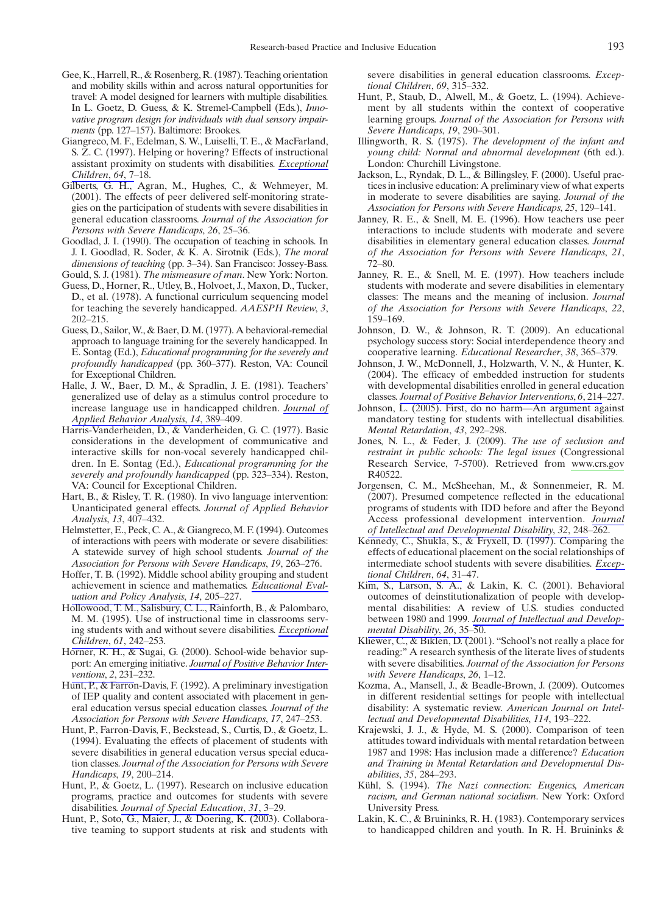Gee, K., Harrell, R., & Rosenberg, R. (1987). Teaching orientation and mobility skills within and across natural opportunities for travel: A model designed for learners with multiple disabilities. In L. Goetz, D. Guess, & K. Stremel-Campbell (Eds.), *Innovative program design for individuals with dual sensory impairments* (pp. 127–157). Baltimore: Brookes.

Giangreco, M. F., Edelman, S. W., Luiselli, T. E., & MacFarland, S. Z. C. (1997). Helping or hovering? Effects of instructional assistant proximity on students with disabilities. *Exceptional Children*, *64*, 7–18.

Gilberts, G. H., Agran, M., Hughes, C., & Wehmeyer, M. (2001). The effects of peer delivered self-monitoring strategies on the participation of students with severe disabilities in general education classrooms. *Journal of the Association for Persons with Severe Handicaps*, *26*, 25–36.

Goodlad, J. I. (1990). The occupation of teaching in schools. In J. I. Goodlad, R. Soder, & K. A. Sirotnik (Eds.), *The moral dimensions of teaching* (pp. 3–34). San Francisco: Jossey-Bass.

Gould, S. J. (1981). *The mismeasure of man*. New York: Norton.

Guess, D., Horner, R., Utley, B., Holvoet, J., Maxon, D., Tucker, D., et al. (1978). A functional curriculum sequencing model for teaching the severely handicapped. *AAESPH Review*, *3*, 202–215.

Guess, D., Sailor, W., & Baer, D. M. (1977). A behavioral-remedial approach to language training for the severely handicapped. In E. Sontag (Ed.), *Educational programming for the severely and profoundly handicapped* (pp. 360–377). Reston, VA: Council for Exceptional Children.

Halle, J. W., Baer, D. M., & Spradlin, J. E. (1981). Teachers' generalized use of delay as a stimulus control procedure to increase language use in handicapped children. *Journal of Applied Behavior Analysis*, *14*, 389–409.

Harris-Vanderheiden, D., & Vanderheiden, G. C. (1977). Basic considerations in the development of communicative and interactive skills for non-vocal severely handicapped children. In E. Sontag (Ed.), *Educational programming for the severely and profoundly handicapped* (pp. 323–334). Reston, VA: Council for Exceptional Children.

Hart, B., & Risley, T. R. (1980). In vivo language intervention: Unanticipated general effects. *Journal of Applied Behavior Analysis*, *13*, 407–432.

Helmstetter, E., Peck, C. A., & Giangreco, M. F. (1994). Outcomes of interactions with peers with moderate or severe disabilities: A statewide survey of high school students. *Journal of the Association for Persons with Severe Handicaps*, *19*, 263–276.

Hoffer, T. B. (1992). Middle school ability grouping and student achievement in science and mathematics. *Educational Evaluation and Policy Analysis*, *14*, 205–227.

Hollowood, T. M., Salisbury, C. L., Rainforth, B., & Palombaro, M. M. (1995). Use of instructional time in classrooms serving students with and without severe disabilities. *Exceptional Children*, *61*, 242–253.

Horner, R. H., & Sugai, G. (2000). School-wide behavior support: An emerging initiative. *Journal of Positive Behavior Interventions*, *2*, 231–232.

Hunt, P., & Farron-Davis, F. (1992). A preliminary investigation of IEP quality and content associated with placement in general education versus special education classes. *Journal of the Association for Persons with Severe Handicaps*, *17*, 247–253.

Hunt, P., Farron-Davis, F., Beckstead, S., Curtis, D., & Goetz, L. (1994). Evaluating the effects of placement of students with severe disabilities in general education versus special education classes. *Journal of the Association for Persons with Severe Handicaps*, *19*, 200–214.

Hunt, P., & Goetz, L. (1997). Research on inclusive education programs, practice and outcomes for students with severe disabilities. *Journal of Special Education*, *31*, 3–29.

Hunt, P., Soto, G., Maier, J., & Doering, K. (2003). Collaborative teaming to support students at risk and students with severe disabilities in general education classrooms. *Exceptional Children*, *69*, 315–332.

Hunt, P., Staub, D., Alwell, M., & Goetz, L. (1994). Achievement by all students within the context of cooperative learning groups. *Journal of the Association for Persons with Severe Handicaps*, *19*, 290–301.

Illingworth, R. S. (1975). *The development of the infant and young child: Normal and abnormal development* (6th ed.). London: Churchill Livingstone.

Jackson, L., Ryndak, D. L., & Billingsley, F. (2000). Useful practices in inclusive education: A preliminary view of what experts in moderate to severe disabilities are saying. *Journal of the Association for Persons with Severe Handicaps*, *25*, 129–141.

Janney, R. E., & Snell, M. E. (1996). How teachers use peer interactions to include students with moderate and severe disabilities in elementary general education classes. *Journal of the Association for Persons with Severe Handicaps*, *21*, 72–80.

Janney, R. E., & Snell, M. E. (1997). How teachers include students with moderate and severe disabilities in elementary classes: The means and the meaning of inclusion. *Journal of the Association for Persons with Severe Handicaps*, *22*, 159–169.

Johnson, D. W., & Johnson, R. T. (2009). An educational psychology success story: Social interdependence theory and cooperative learning. *Educational Researcher*, *38*, 365–379.

Johnson, J. W., McDonnell, J., Holzwarth, V. N., & Hunter, K. (2004). The efficacy of embedded instruction for students with developmental disabilities enrolled in general education classes. *Journal of Positive Behavior Interventions*, *6*, 214–227.

Johnson, L. (2005). First, do no harm—An argument against mandatory testing for students with intellectual disabilities. *Mental Retardation*, *43*, 292–298.

Jones, N. L., & Feder, J. (2009). *The use of seclusion and restraint in public schools: The legal issues* (Congressional Research Service, 7-5700). Retrieved from www.crs.gov R40522.

Jorgensen, C. M., McSheehan, M., & Sonnenmeier, R. M. (2007). Presumed competence reflected in the educational programs of students with IDD before and after the Beyond Access professional development intervention. *Journal of Intellectual and Developmental Disability*, *32*, 248–262.

Kennedy, C., Shukla, S., & Fryxell, D. (1997). Comparing the effects of educational placement on the social relationships of intermediate school students with severe disabilities. *Exceptional Children*, *64*, 31–47.

Kim, S., Larson, S. A., & Lakin, K. C. (2001). Behavioral outcomes of deinstitutionalization of people with developmental disabilities: A review of U.S. studies conducted between 1980 and 1999. *Journal of Intellectual and Developmental Disability*, *26*, 35–50.

Kliewer, C., & Biklen, D. (2001). "School's not really a place for reading:" A research synthesis of the literate lives of students with severe disabilities. *Journal of the Association for Persons with Severe Handicaps*, *26*, 1–12.

Kozma, A., Mansell, J., & Beadle-Brown, J. (2009). Outcomes in different residential settings for people with intellectual disability: A systematic review. *American Journal on Intellectual and Developmental Disabilities*, *114*, 193–222.

Krajewski, J. J., & Hyde, M. S. (2000). Comparison of teen attitudes toward individuals with mental retardation between 1987 and 1998: Has inclusion made a difference? *Education and Training in Mental Retardation and Developmental Disabilities*, *35*, 284–293.

Kühl, S. (1994). *The Nazi connection: Eugenics, American racism, and German national socialism*. New York: Oxford University Press.

Lakin, K. C., & Bruininks, R. H. (1983). Contemporary services to handicapped children and youth. In R. H. Bruininks &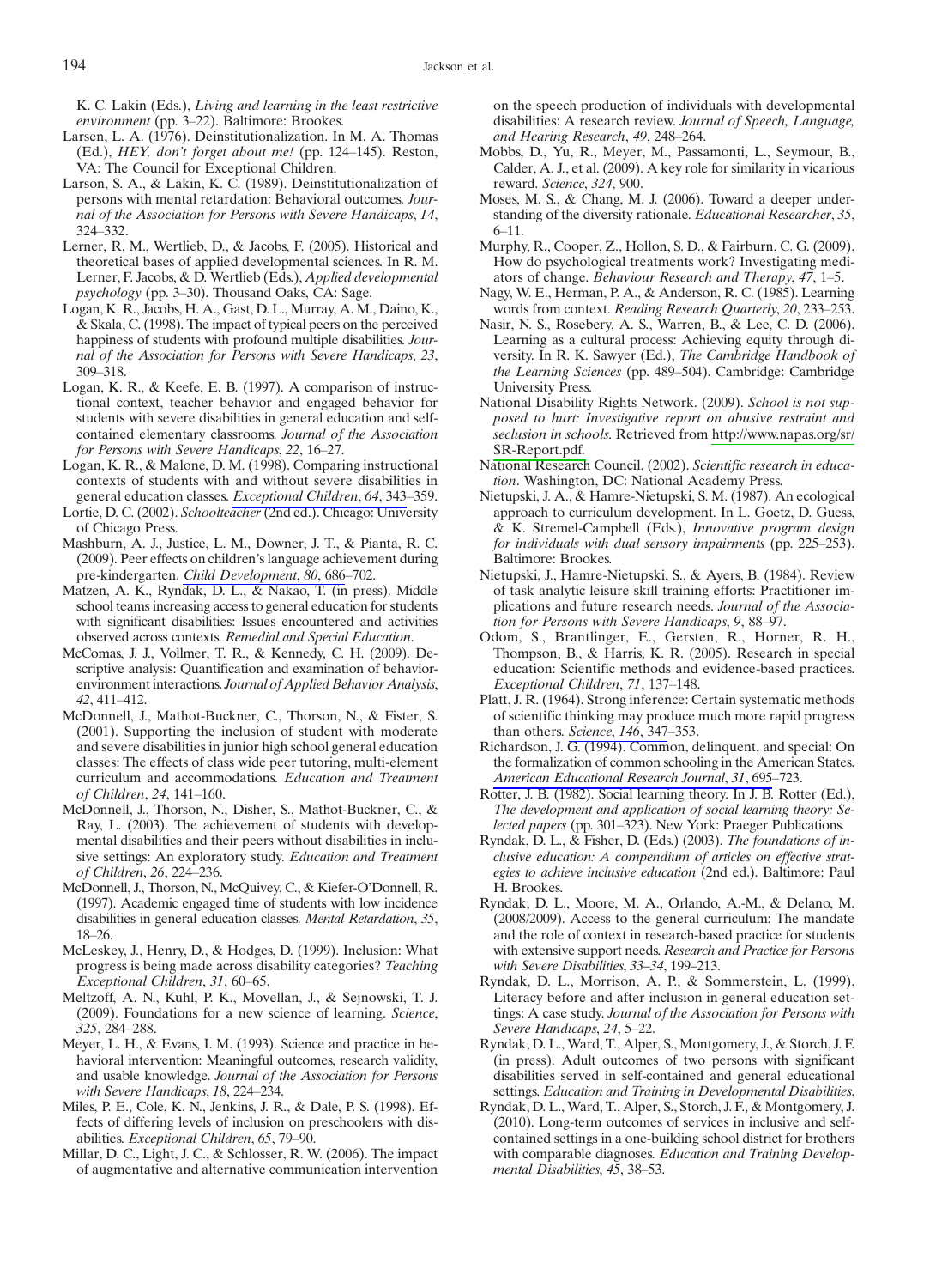K. C. Lakin (Eds.), *Living and learning in the least restrictive environment* (pp. 3–22). Baltimore: Brookes.

Larsen, L. A. (1976). Deinstitutionalization. In M. A. Thomas (Ed.), *HEY, don't forget about me!* (pp. 124–145). Reston, VA: The Council for Exceptional Children.

Larson, S. A., & Lakin, K. C. (1989). Deinstitutionalization of persons with mental retardation: Behavioral outcomes. *Journal of the Association for Persons with Severe Handicaps*, *14*, 324–332.

Lerner, R. M., Wertlieb, D., & Jacobs, F. (2005). Historical and theoretical bases of applied developmental sciences. In R. M. Lerner, F. Jacobs, & D. Wertlieb (Eds.), *Applied developmental psychology* (pp. 3–30). Thousand Oaks, CA: Sage.

Logan, K. R., Jacobs, H. A., Gast, D. L., Murray, A. M., Daino, K., & Skala, C. (1998). The impact of typical peers on the perceived happiness of students with profound multiple disabilities. *Journal of the Association for Persons with Severe Handicaps*, *23*, 309–318.

Logan, K. R., & Keefe, E. B. (1997). A comparison of instructional context, teacher behavior and engaged behavior for students with severe disabilities in general education and self-contained elementary classrooms. *Journal of the Association for Persons with Severe Handicaps*, *22*, 16–27.

Logan, K. R., & Malone, D. M. (1998). Comparing instructional contexts of students with and without severe disabilities in general education classes. *Exceptional Children*, *64*, 343–359.

Lortie, D. C. (2002). *Schoolteacher* (2nd ed.). Chicago: University of Chicago Press.

Mashburn, A. J., Justice, L. M., Downer, J. T., & Pianta, R. C. (2009). Peer effects on children's language achievement during pre-kindergarten. *Child Development*, *80*, 686–702.

Matzen, A. K., Ryndak, D. L., & Nakao, T. (in press). Middle school teams increasing access to general education for students with significant disabilities: Issues encountered and activities observed across contexts. *Remedial and Special Education*.

McComas, J. J., Vollmer, T. R., & Kennedy, C. H. (2009). Descriptive analysis: Quantification and examination of behavior-environment interactions. *Journal of Applied Behavior Analysis*, *42*, 411–412.

McDonnell, J., Mathot-Buckner, C., Thorson, N., & Fister, S. (2001). Supporting the inclusion of student with moderate and severe disabilities in junior high school general education classes: The effects of class wide peer tutoring, multi-element curriculum and accommodations. *Education and Treatment of Children*, *24*, 141–160.

McDonnell, J., Thorson, N., Disher, S., Mathot-Buckner, C., & Ray, L. (2003). The achievement of students with developmental disabilities and their peers without disabilities in inclusive settings: An exploratory study. *Education and Treatment of Children*, *26*, 224–236.

McDonnell, J., Thorson, N., McQuivey, C., & Kiefer-O'Donnell, R. (1997). Academic engaged time of students with low incidence disabilities in general education classes. *Mental Retardation*, *35*, 18–26.

McLeskey, J., Henry, D., & Hodges, D. (1999). Inclusion: What progress is being made across disability categories? *Teaching Exceptional Children*, *31*, 60–65.

Meltzoff, A. N., Kuhl, P. K., Movellan, J., & Sejnowski, T. J. (2009). Foundations for a new science of learning. *Science*, *325*, 284–288.

Meyer, L. H., & Evans, I. M. (1993). Science and practice in behavioral intervention: Meaningful outcomes, research validity, and usable knowledge. *Journal of the Association for Persons with Severe Handicaps*, *18*, 224–234.

Miles, P. E., Cole, K. N., Jenkins, J. R., & Dale, P. S. (1998). Effects of differing levels of inclusion on preschoolers with disabilities. *Exceptional Children*, *65*, 79–90.

Millar, D. C., Light, J. C., & Schlosser, R. W. (2006). The impact of augmentative and alternative communication intervention on the speech production of individuals with developmental disabilities: A research review. *Journal of Speech, Language, and Hearing Research*, *49*, 248–264.

Mobbs, D., Yu, R., Meyer, M., Passamonti, L., Seymour, B., Calder, A. J., et al. (2009). A key role for similarity in vicarious reward. *Science*, *324*, 900.

Moses, M. S., & Chang, M. J. (2006). Toward a deeper understanding of the diversity rationale. *Educational Researcher*, *35*, 6–11.

Murphy, R., Cooper, Z., Hollon, S. D., & Fairburn, C. G. (2009). How do psychological treatments work? Investigating mediators of change. *Behaviour Research and Therapy*, *47*, 1–5.

Nagy, W. E., Herman, P. A., & Anderson, R. C. (1985). Learning words from context. *Reading Research Quarterly*, *20*, 233–253.

Nasir, N. S., Rosebery, A. S., Warren, B., & Lee, C. D. (2006). Learning as a cultural process: Achieving equity through diversity. In R. K. Sawyer (Ed.), *The Cambridge Handbook of the Learning Sciences* (pp. 489–504). Cambridge: Cambridge University Press.

National Disability Rights Network. (2009). *School is not supposed to hurt: Investigative report on abusive restraint and seclusion in schools*. Retrieved from http://www.napas.org/sr/SR-Report.pdf.

National Research Council. (2002). *Scientific research in education*. Washington, DC: National Academy Press.

Nietupski, J. A., & Hamre-Nietupski, S. M. (1987). An ecological approach to curriculum development. In L. Goetz, D. Guess, & K. Stremel-Campbell (Eds.), *Innovative program design for individuals with dual sensory impairments* (pp. 225–253). Baltimore: Brookes.

Nietupski, J., Hamre-Nietupski, S., & Ayers, B. (1984). Review of task analytic leisure skill training efforts: Practitioner implications and future research needs. *Journal of the Association for Persons with Severe Handicaps*, *9*, 88–97.

Odom, S., Brantlinger, E., Gersten, R., Horner, R. H., Thompson, B., & Harris, K. R. (2005). Research in special education: Scientific methods and evidence-based practices. *Exceptional Children*, *71*, 137–148.

Platt, J. R. (1964). Strong inference: Certain systematic methods of scientific thinking may produce much more rapid progress than others. *Science*, *146*, 347–353.

Richardson, J. G. (1994). Common, delinquent, and special: On the formalization of common schooling in the American States. *American Educational Research Journal*, *31*, 695–723.

Rotter, J. B. (1982). Social learning theory. In J. B. Rotter (Ed.), *The development and application of social learning theory: Selected papers* (pp. 301–323). New York: Praeger Publications.

Ryndak, D. L., & Fisher, D. (Eds.) (2003). *The foundations of inclusive education: A compendium of articles on effective strategies to achieve inclusive education* (2nd ed.). Baltimore: Paul H. Brookes.

Ryndak, D. L., Moore, M. A., Orlando, A.-M., & Delano, M. (2008/2009). Access to the general curriculum: The mandate and the role of context in research-based practice for students with extensive support needs. *Research and Practice for Persons with Severe Disabilities*, *33–34*, 199–213.

Ryndak, D. L., Morrison, A. P., & Sommerstein, L. (1999). Literacy before and after inclusion in general education settings: A case study. *Journal of the Association for Persons with Severe Handicaps*, *24*, 5–22.

Ryndak, D. L., Ward, T., Alper, S., Montgomery, J., & Storch, J. F. (in press). Adult outcomes of two persons with significant disabilities served in self-contained and general educational settings. *Education and Training in Developmental Disabilities*.

Ryndak, D. L., Ward, T., Alper, S., Storch, J. F., & Montgomery, J. (2010). Long-term outcomes of services in inclusive and self-contained settings in a one-building school district for brothers with comparable diagnoses. *Education and Training Developmental Disabilities*, *45*, 38–53.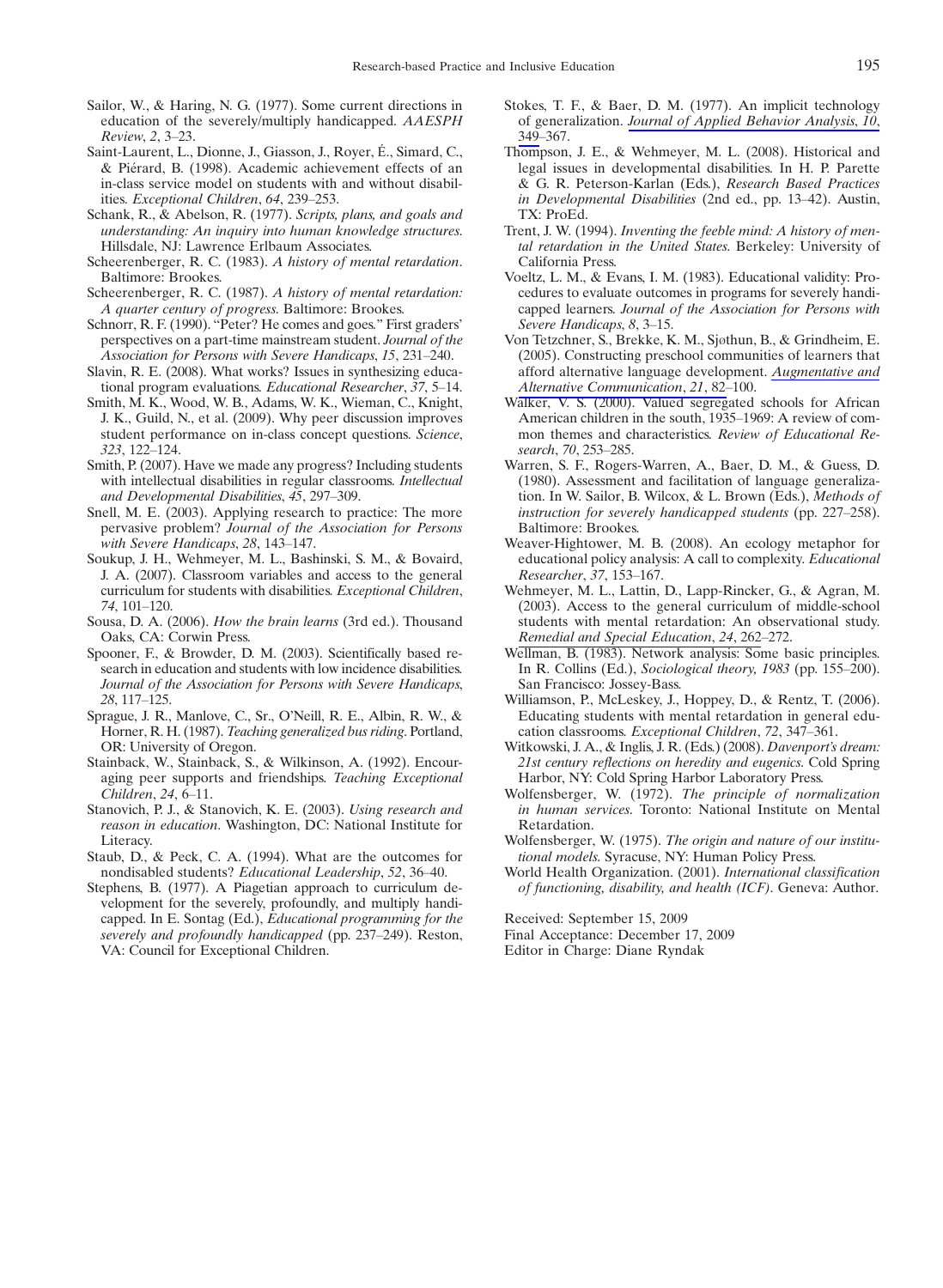Sailor, W., & Haring, N. G. (1977). Some current directions in education of the severely/multiply handicapped. *AAESPH Review*, *2*, 3–23.

Saint-Laurent, L., Dionne, J., Giasson, J., Royer, É., Simard, C., & Piérard, B. (1998). Academic achievement effects of an in-class service model on students with and without disabilities. *Exceptional Children*, *64*, 239–253.

Schank, R., & Abelson, R. (1977). *Scripts, plans, and goals and understanding: An inquiry into human knowledge structures*. Hillsdale, NJ: Lawrence Erlbaum Associates.

Scheerenberger, R. C. (1983). *A history of mental retardation*. Baltimore: Brookes.

Scheerenberger, R. C. (1987). *A history of mental retardation: A quarter century of progress*. Baltimore: Brookes.

Schnorr, R. F. (1990). "Peter? He comes and goes." First graders' perspectives on a part-time mainstream student. *Journal of the Association for Persons with Severe Handicaps*, *15*, 231–240.

Slavin, R. E. (2008). What works? Issues in synthesizing educational program evaluations. *Educational Researcher*, *37*, 5–14.

Smith, M. K., Wood, W. B., Adams, W. K., Wieman, C., Knight, J. K., Guild, N., et al. (2009). Why peer discussion improves student performance on in-class concept questions. *Science*, *323*, 122–124.

Smith, P. (2007). Have we made any progress? Including students with intellectual disabilities in regular classrooms. *Intellectual and Developmental Disabilities*, *45*, 297–309.

Snell, M. E. (2003). Applying research to practice: The more pervasive problem? *Journal of the Association for Persons with Severe Handicaps*, *28*, 143–147.

Soukup, J. H., Wehmeyer, M. L., Bashinski, S. M., & Bovaird, J. A. (2007). Classroom variables and access to the general curriculum for students with disabilities. *Exceptional Children*, *74*, 101–120.

Sousa, D. A. (2006). *How the brain learns* (3rd ed.). Thousand Oaks, CA: Corwin Press.

Spooner, F., & Browder, D. M. (2003). Scientifically based research in education and students with low incidence disabilities. *Journal of the Association for Persons with Severe Handicaps*, *28*, 117–125.

Sprague, J. R., Manlove, C., Sr., O'Neill, R. E., Albin, R. W., & Horner, R. H. (1987). *Teaching generalized bus riding*. Portland, OR: University of Oregon.

Stainback, W., Stainback, S., & Wilkinson, A. (1992). Encouraging peer supports and friendships. *Teaching Exceptional Children*, *24*, 6–11.

Stanovich, P. J., & Stanovich, K. E. (2003). *Using research and reason in education*. Washington, DC: National Institute for Literacy.

Staub, D., & Peck, C. A. (1994). What are the outcomes for nondisabled students? *Educational Leadership*, *52*, 36–40.

Stephens, B. (1977). A Piagetian approach to curriculum development for the severely, profoundly, and multiply handicapped. In E. Sontag (Ed.), *Educational programming for the severely and profoundly handicapped* (pp. 237–249). Reston, VA: Council for Exceptional Children.

Stokes, T. F., & Baer, D. M. (1977). An implicit technology of generalization. *Journal of Applied Behavior Analysis*, *10*, 349–367.

Thompson, J. E., & Wehmeyer, M. L. (2008). Historical and legal issues in developmental disabilities. In H. P. Parette & G. R. Peterson-Karlan (Eds.), *Research Based Practices in Developmental Disabilities* (2nd ed., pp. 13–42). Austin, TX: ProEd.

Trent, J. W. (1994). *Inventing the feeble mind: A history of mental retardation in the United States*. Berkeley: University of California Press.

Voeltz, L. M., & Evans, I. M. (1983). Educational validity: Procedures to evaluate outcomes in programs for severely handicapped learners. *Journal of the Association for Persons with Severe Handicaps*, *8*, 3–15.

Von Tetzchner, S., Brekke, K. M., Sjøthun, B., & Grindheim, E. (2005). Constructing preschool communities of learners that afford alternative language development. *Augmentative and Alternative Communication*, *21*, 82–100.

Walker, V. S. (2000). Valued segregated schools for African American children in the south, 1935–1969: A review of common themes and characteristics. *Review of Educational Research*, *70*, 253–285.

Warren, S. F., Rogers-Warren, A., Baer, D. M., & Guess, D. (1980). Assessment and facilitation of language generalization. In W. Sailor, B. Wilcox, & L. Brown (Eds.), *Methods of instruction for severely handicapped students* (pp. 227–258). Baltimore: Brookes.

Weaver-Hightower, M. B. (2008). An ecology metaphor for educational policy analysis: A call to complexity. *Educational Researcher*, *37*, 153–167.

Wehmeyer, M. L., Lattin, D., Lapp-Rincker, G., & Agran, M. (2003). Access to the general curriculum of middle-school students with mental retardation: An observational study. *Remedial and Special Education*, *24*, 262–272.

Wellman, B. (1983). Network analysis: Some basic principles. In R. Collins (Ed.), *Sociological theory, 1983* (pp. 155–200). San Francisco: Jossey-Bass.

Williamson, P., McLeskey, J., Hoppey, D., & Rentz, T. (2006). Educating students with mental retardation in general education classrooms. *Exceptional Children*, *72*, 347–361.

Witkowski, J. A., & Inglis, J. R. (Eds.) (2008). *Davenport's dream: 21st century reflections on heredity and eugenics*. Cold Spring Harbor, NY: Cold Spring Harbor Laboratory Press.

Wolfensberger, W. (1972). *The principle of normalization in human services*. Toronto: National Institute on Mental Retardation.

Wolfensberger, W. (1975). *The origin and nature of our institutional models*. Syracuse, NY: Human Policy Press.

World Health Organization. (2001). *International classification of functioning, disability, and health (ICF)*. Geneva: Author.

Received: September 15, 2009
Final Acceptance: December 17, 2009
Editor in Charge: Diane Ryndak